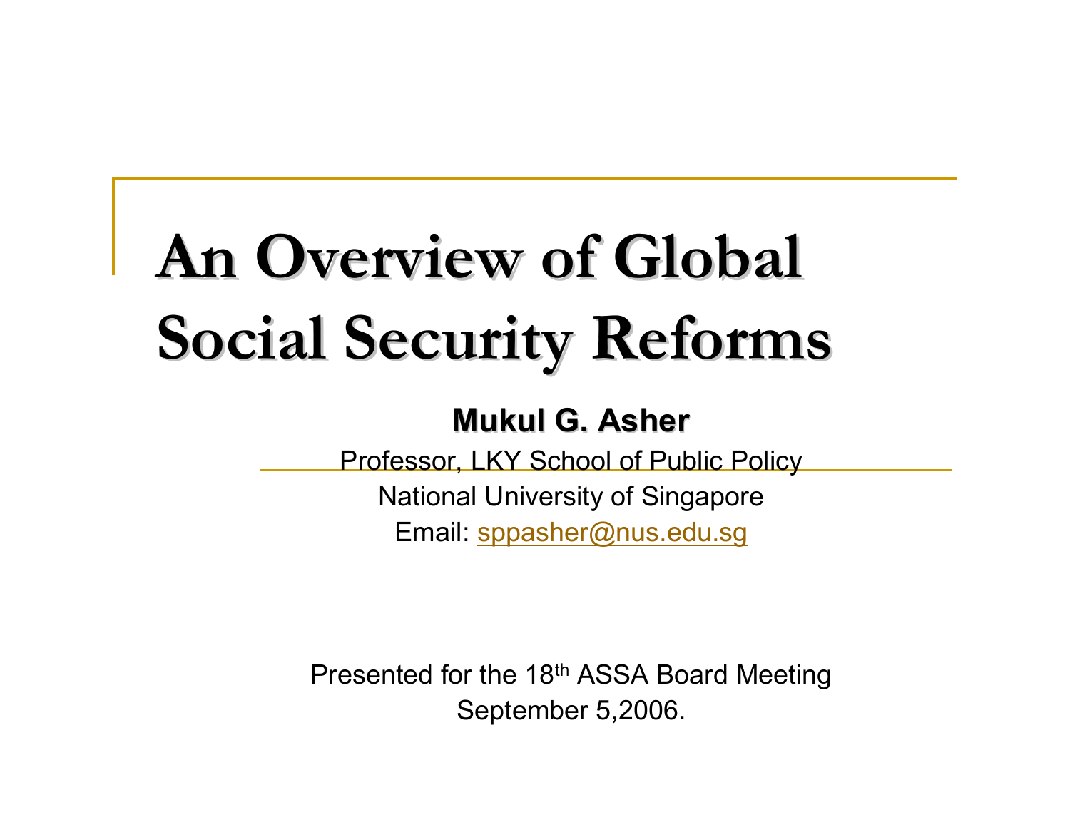# An Overview of Global Social Security Reforms

**Mukul G. Asher**

Professor, LKY School of Public Policy

National University of Singapore

Email: sppasher@nus.edu.sg

Presented for the 18th ASSA Board Meeting

September 5,2006.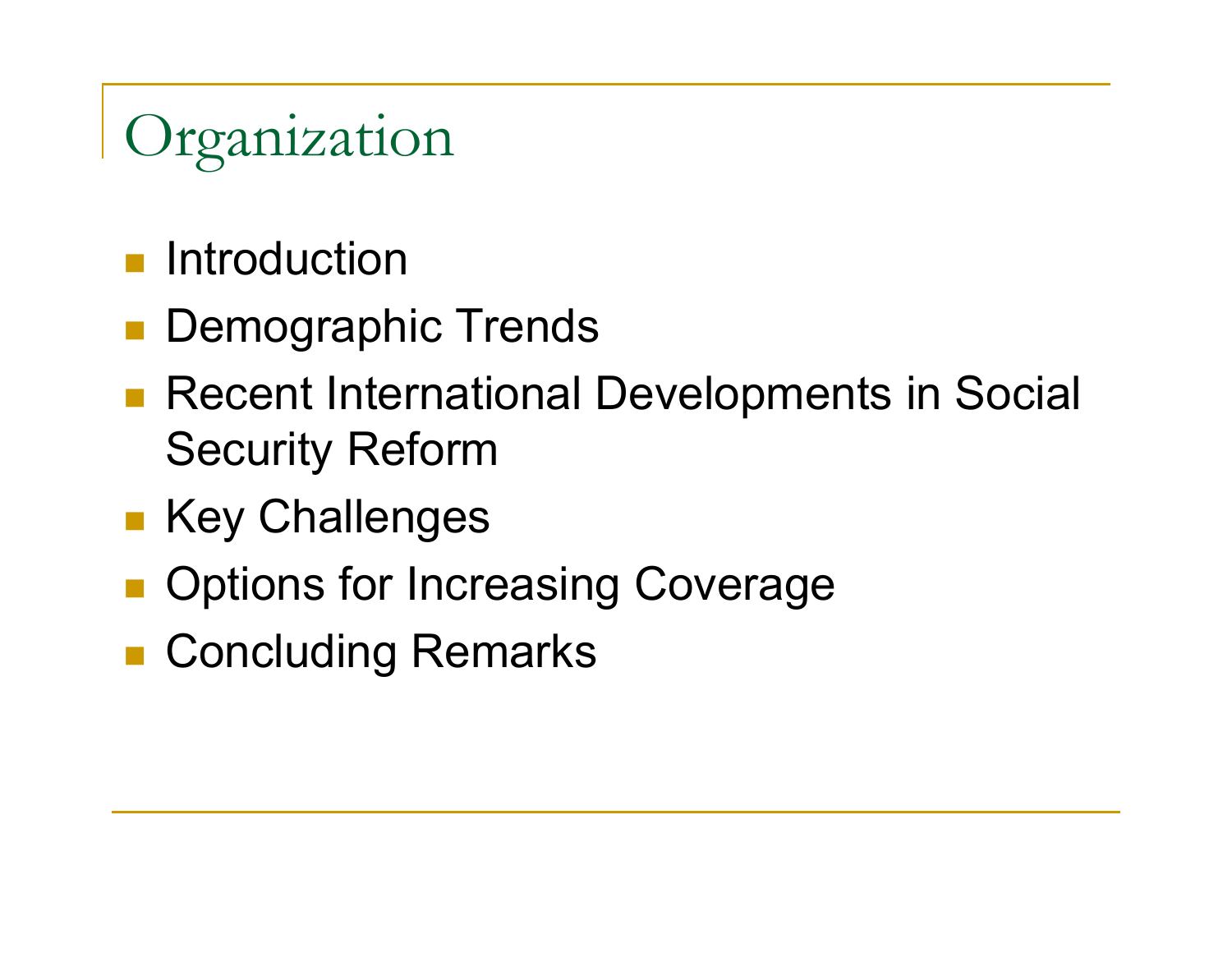# Organization

- Introduction
- Demographic Trends
- Recent International Developments in Social Security Reform
- Key Challenges
- Options for Increasing Coverage
- Concluding Remarks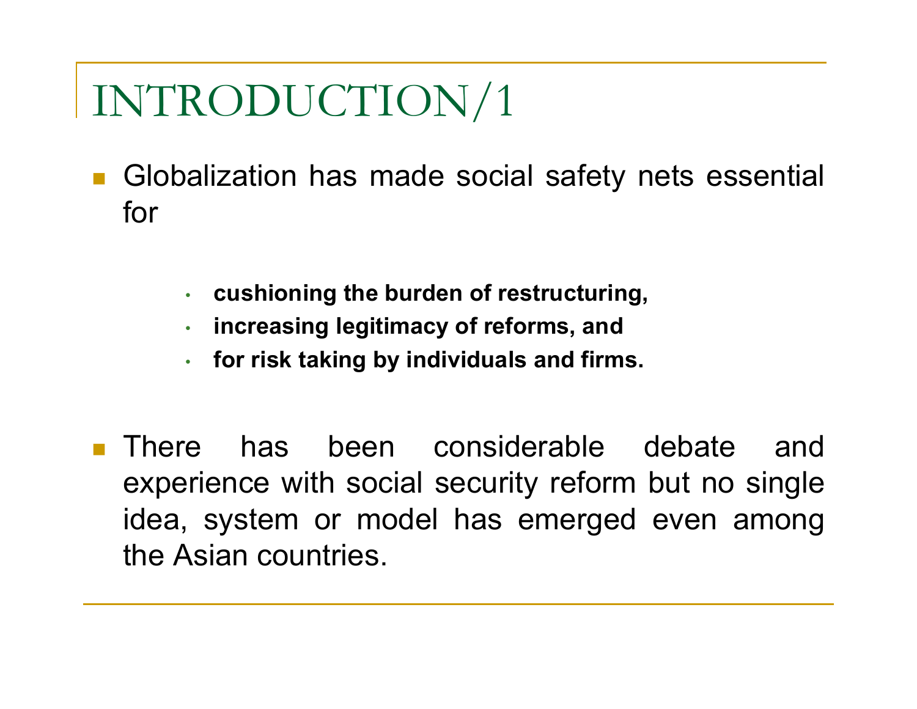# INTRODUCTION/1

- Globalization has made social safety nets essential for
  - **cushioning the burden of restructuring,**
  - **increasing legitimacy of reforms, and**
  - **for risk taking by individuals and firms.**

- There has been considerable debate and experience with social security reform but no single idea, system or model has emerged even among the Asian countries.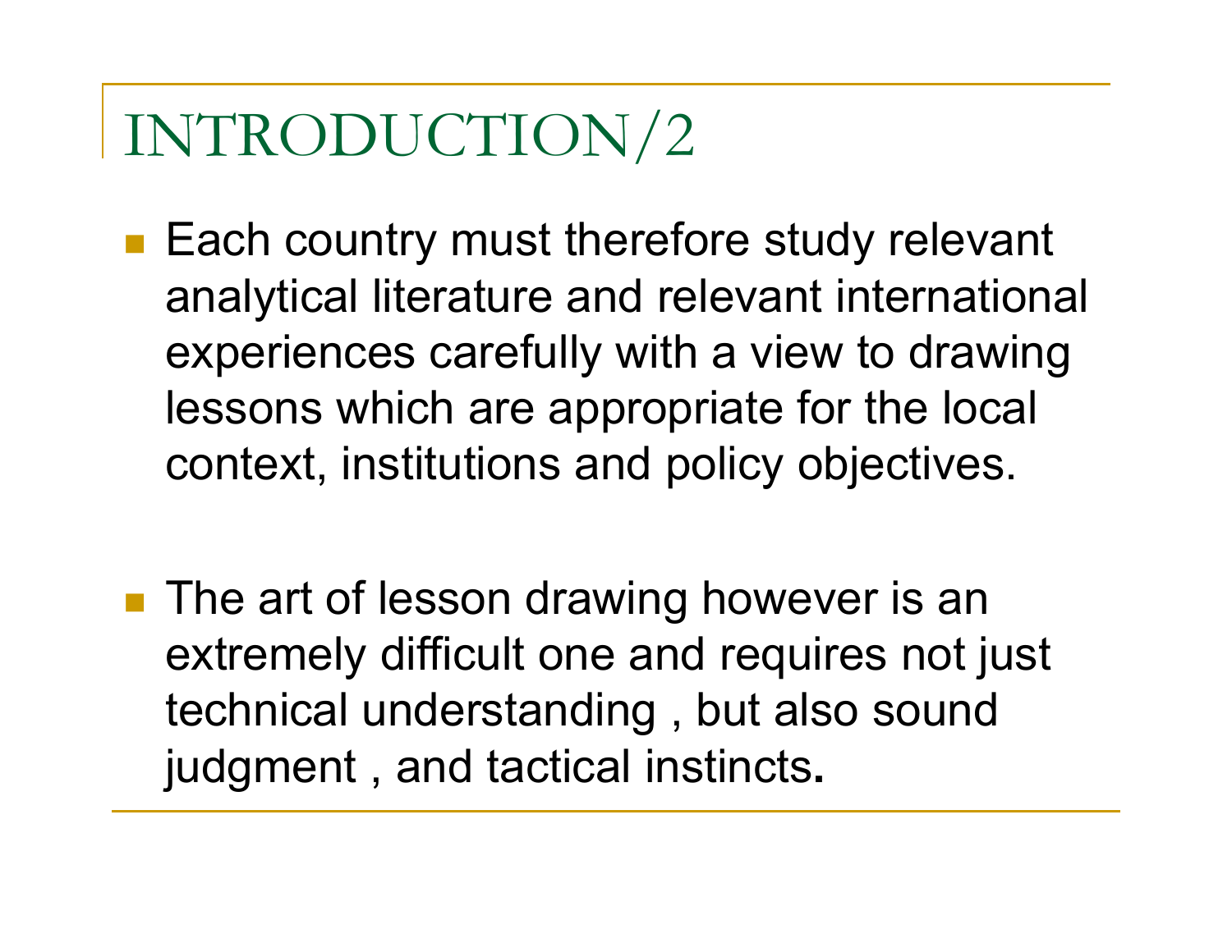# INTRODUCTION/2

- Each country must therefore study relevant analytical literature and relevant international experiences carefully with a view to drawing lessons which are appropriate for the local context, institutions and policy objectives.

- The art of lesson drawing however is an extremely difficult one and requires not just technical understanding , but also sound judgment , and tactical instincts.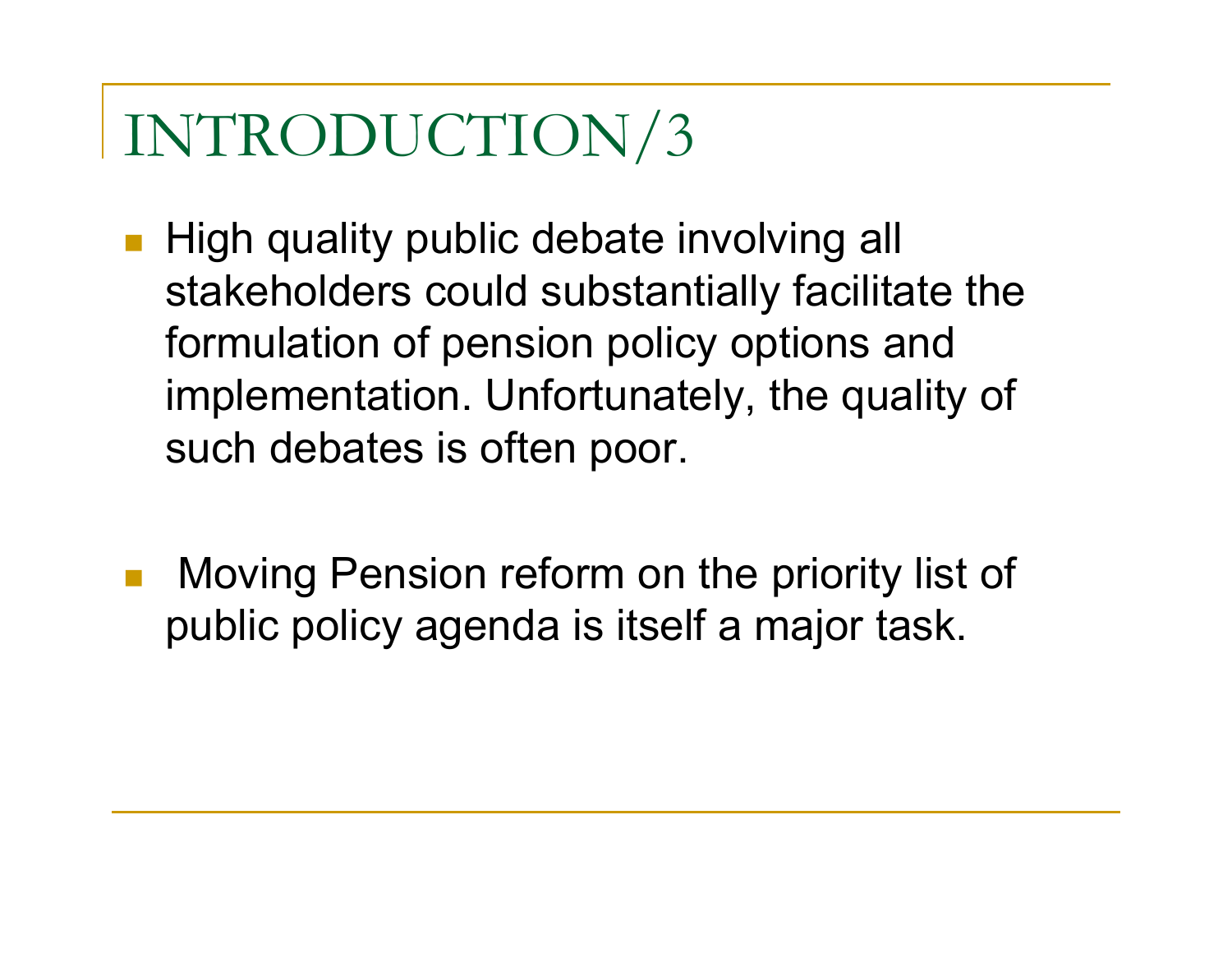# INTRODUCTION/3

- High quality public debate involving all stakeholders could substantially facilitate the formulation of pension policy options and implementation. Unfortunately, the quality of such debates is often poor.

- Moving Pension reform on the priority list of public policy agenda is itself a major task.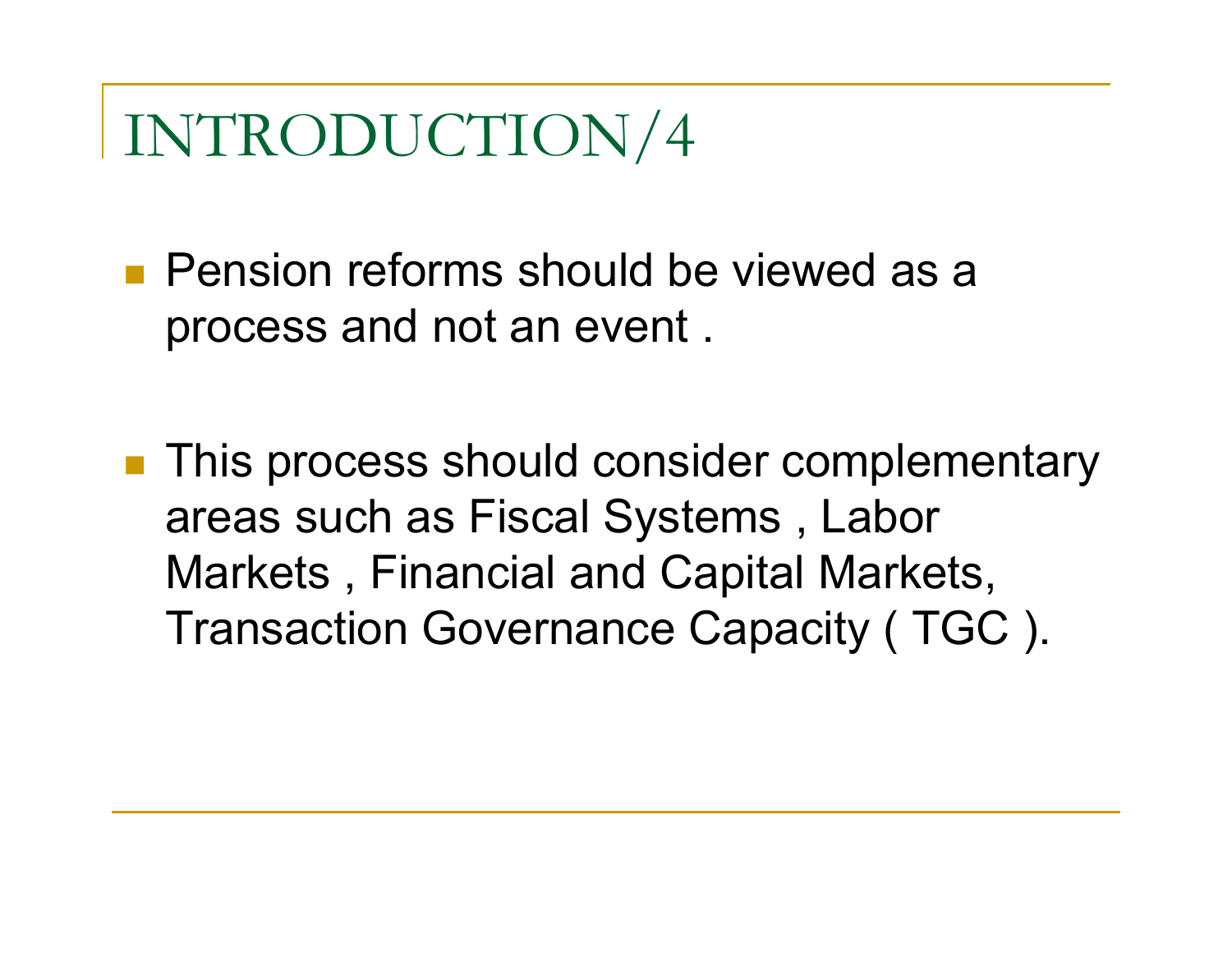# INTRODUCTION/4

- Pension reforms should be viewed as a process and not an event .

- This process should consider complementary areas such as Fiscal Systems , Labor Markets , Financial and Capital Markets, Transaction Governance Capacity ( TGC ).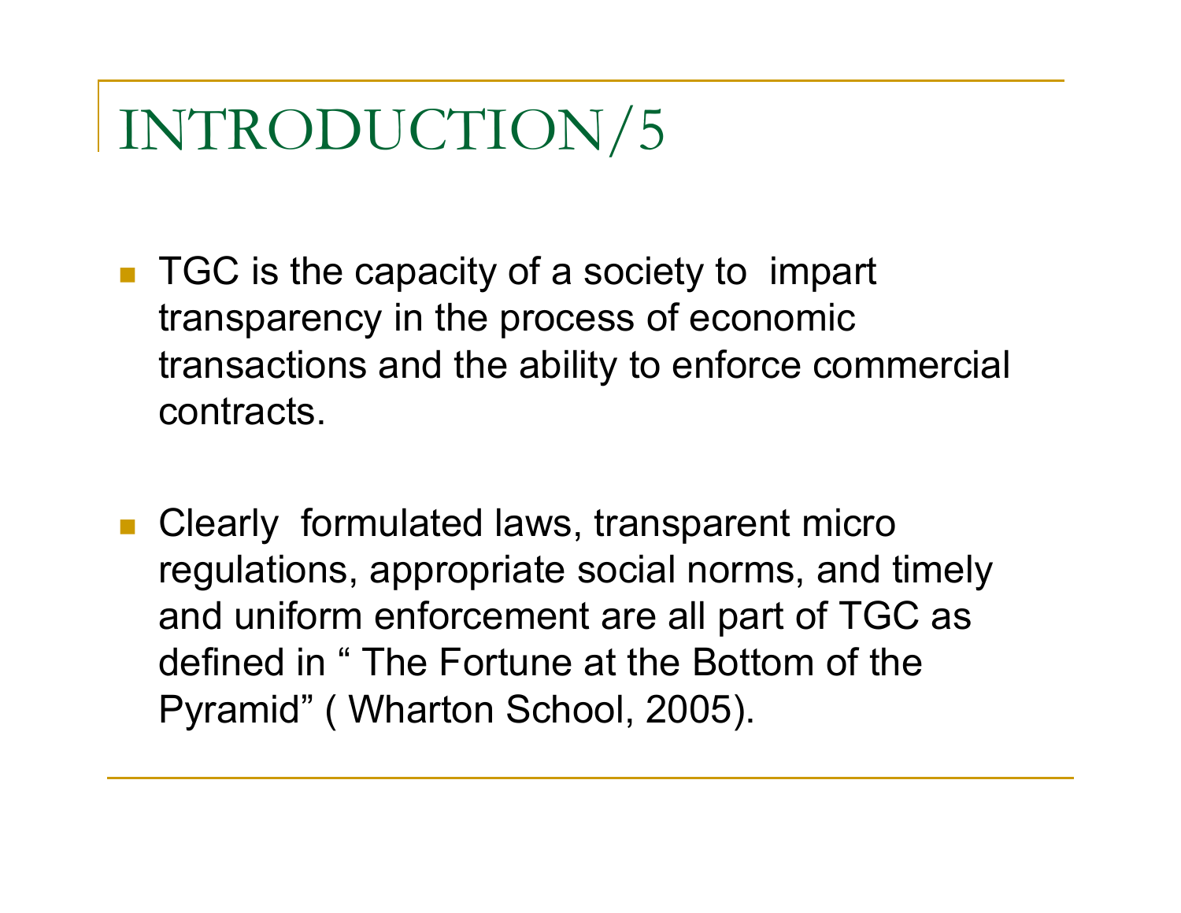# INTRODUCTION/5

- TGC is the capacity of a society to impart transparency in the process of economic transactions and the ability to enforce commercial contracts.

- Clearly formulated laws, transparent micro regulations, appropriate social norms, and timely and uniform enforcement are all part of TGC as defined in " The Fortune at the Bottom of the Pyramid" ( Wharton School, 2005).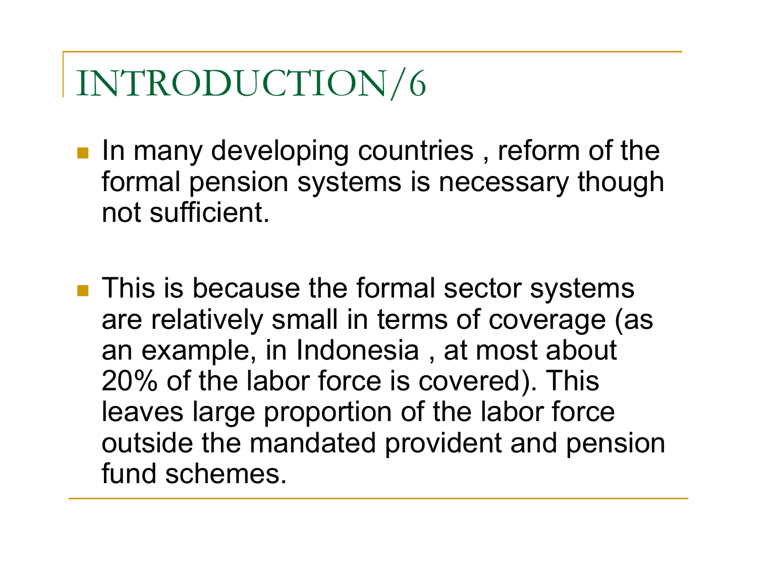# INTRODUCTION/6

- In many developing countries , reform of the formal pension systems is necessary though not sufficient.

- This is because the formal sector systems are relatively small in terms of coverage (as an example, in Indonesia , at most about 20% of the labor force is covered). This leaves large proportion of the labor force outside the mandated provident and pension fund schemes.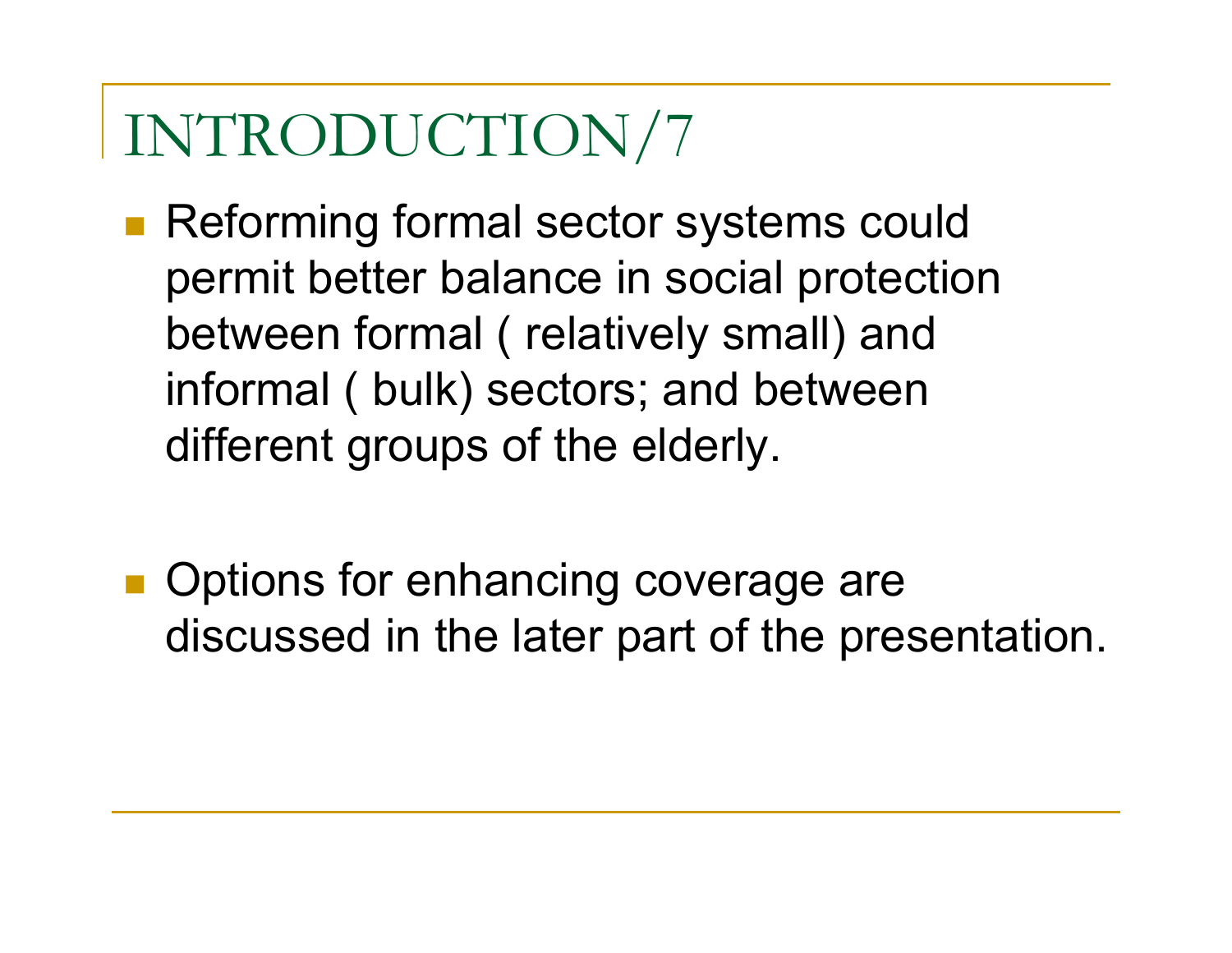# INTRODUCTION/7

- Reforming formal sector systems could permit better balance in social protection between formal ( relatively small) and informal ( bulk) sectors; and between different groups of the elderly.

- Options for enhancing coverage are discussed in the later part of the presentation.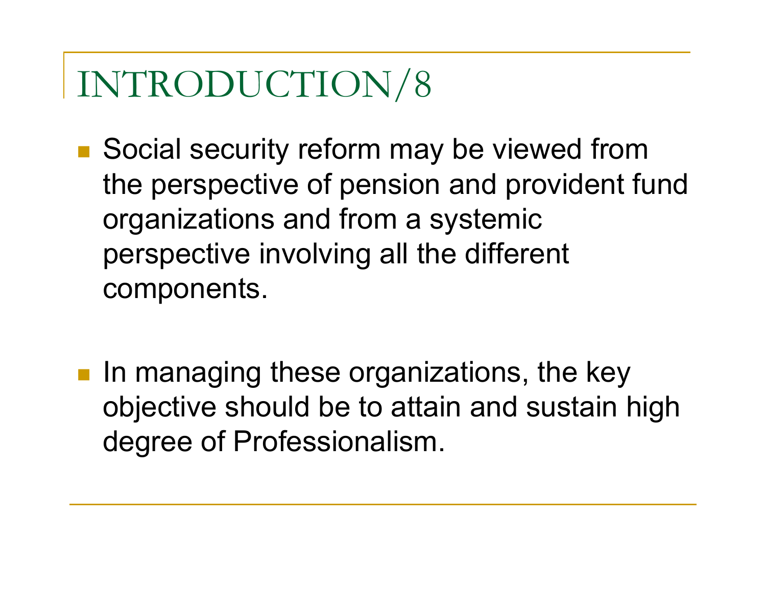# INTRODUCTION/8

- Social security reform may be viewed from the perspective of pension and provident fund organizations and from a systemic perspective involving all the different components.

- In managing these organizations, the key objective should be to attain and sustain high degree of Professionalism.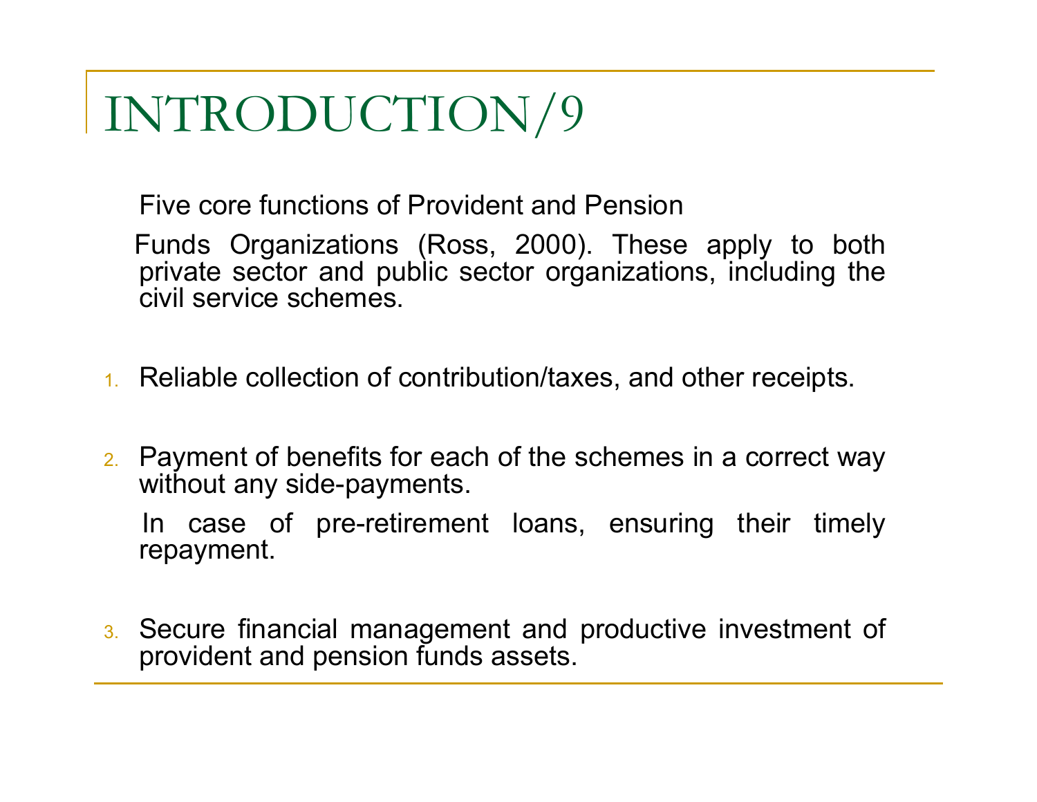# INTRODUCTION/9

Five core functions of Provident and Pension Funds Organizations (Ross, 2000). These apply to both private sector and public sector organizations, including the civil service schemes.

1. Reliable collection of contribution/taxes, and other receipts.

2. Payment of benefits for each of the schemes in a correct way without any side-payments.

   In case of pre-retirement loans, ensuring their timely repayment.

3. Secure financial management and productive investment of provident and pension funds assets.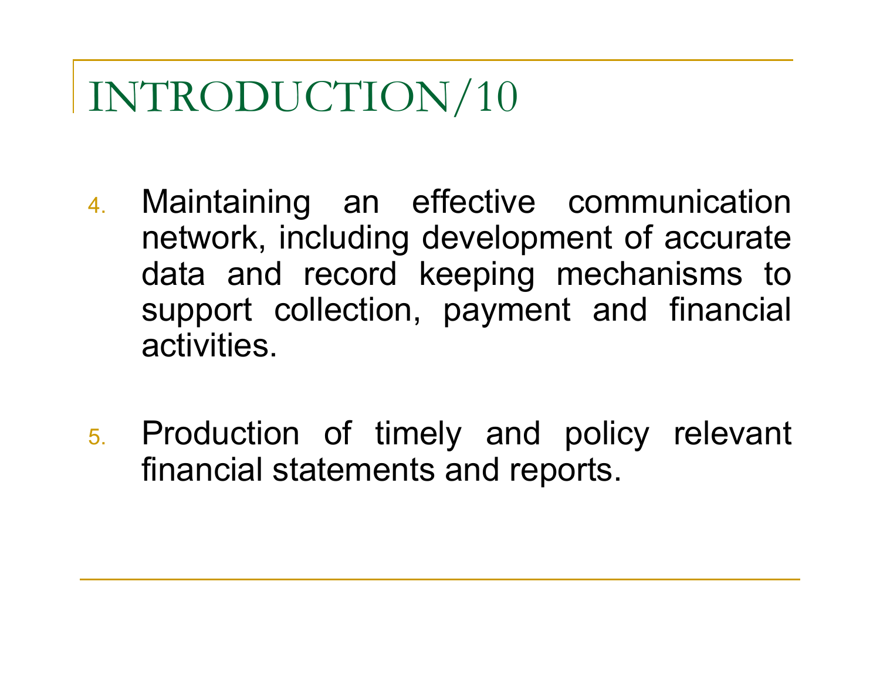# INTRODUCTION/10

4. Maintaining an effective communication network, including development of accurate data and record keeping mechanisms to support collection, payment and financial activities.

5. Production of timely and policy relevant financial statements and reports.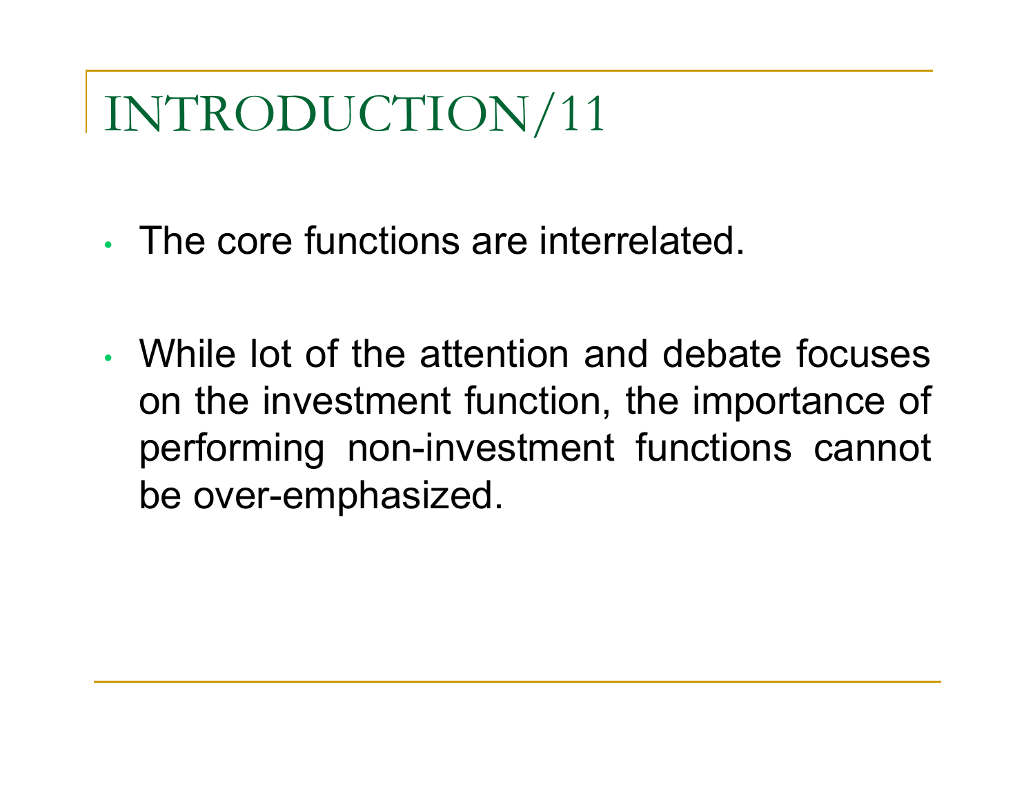# INTRODUCTION/11

- The core functions are interrelated.

- While lot of the attention and debate focuses on the investment function, the importance of performing non-investment functions cannot be over-emphasized.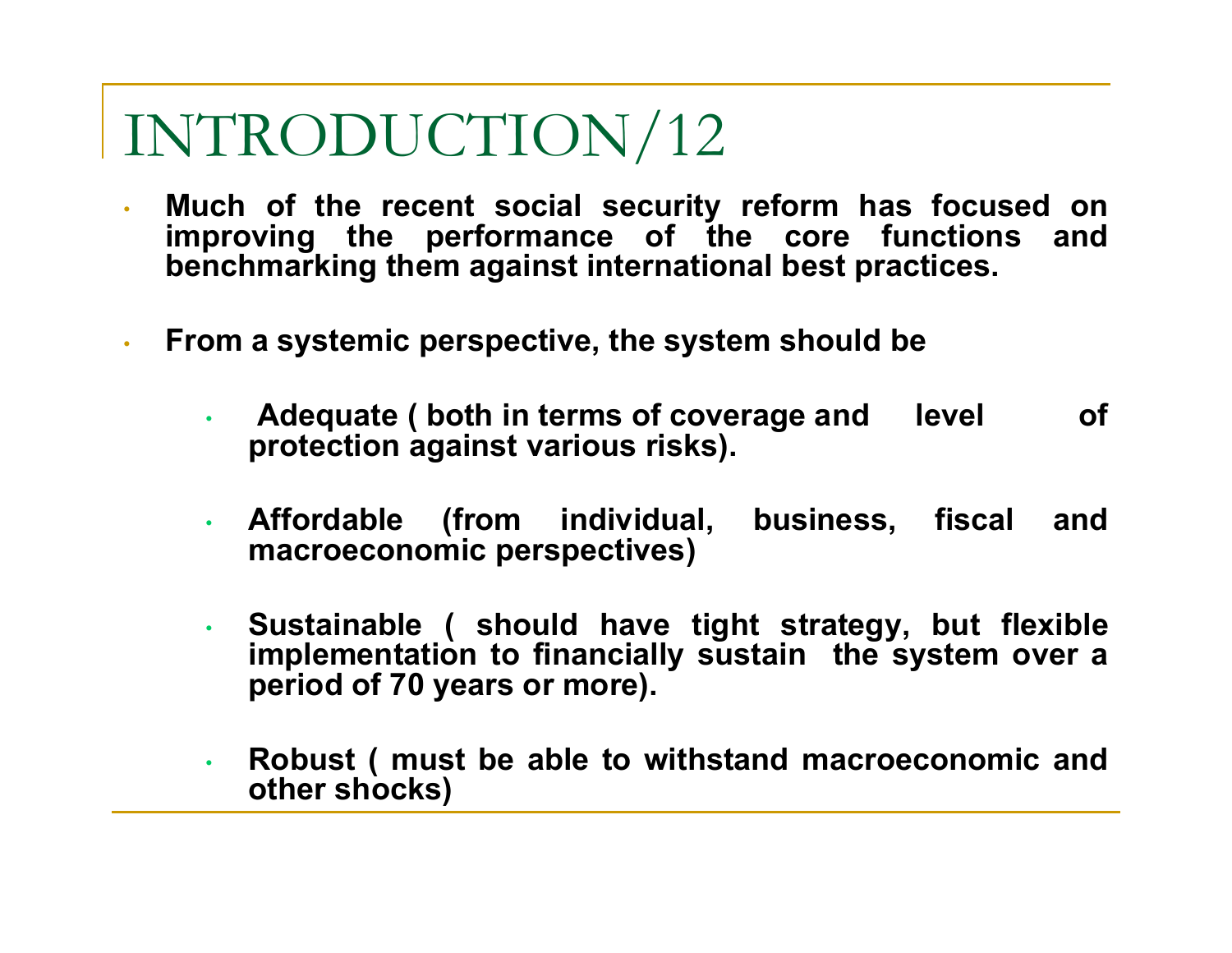# INTRODUCTION/12

- **Much of the recent social security reform has focused on improving the performance of the core functions and benchmarking them against international best practices.**

- **From a systemic perspective, the system should be**

  - **Adequate ( both in terms of coverage and level of protection against various risks).**

  - **Affordable (from individual, business, fiscal and macroeconomic perspectives)**

  - **Sustainable ( should have tight strategy, but flexible implementation to financially sustain the system over a period of 70 years or more).**

  - **Robust ( must be able to withstand macroeconomic and other shocks)**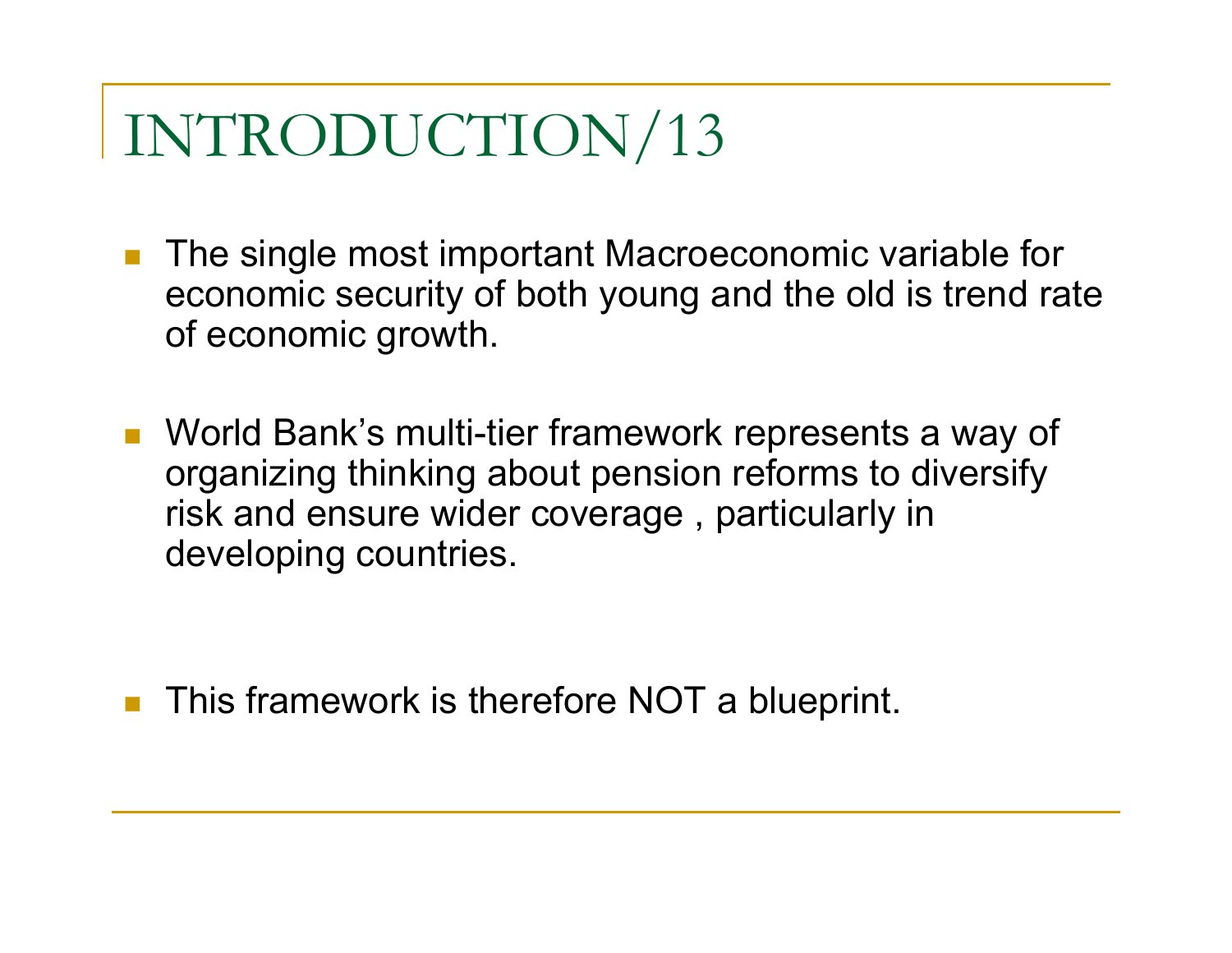# INTRODUCTION/13

- The single most important Macroeconomic variable for economic security of both young and the old is trend rate of economic growth.

- World Bank's multi-tier framework represents a way of organizing thinking about pension reforms to diversify risk and ensure wider coverage , particularly in developing countries.

- This framework is therefore NOT a blueprint.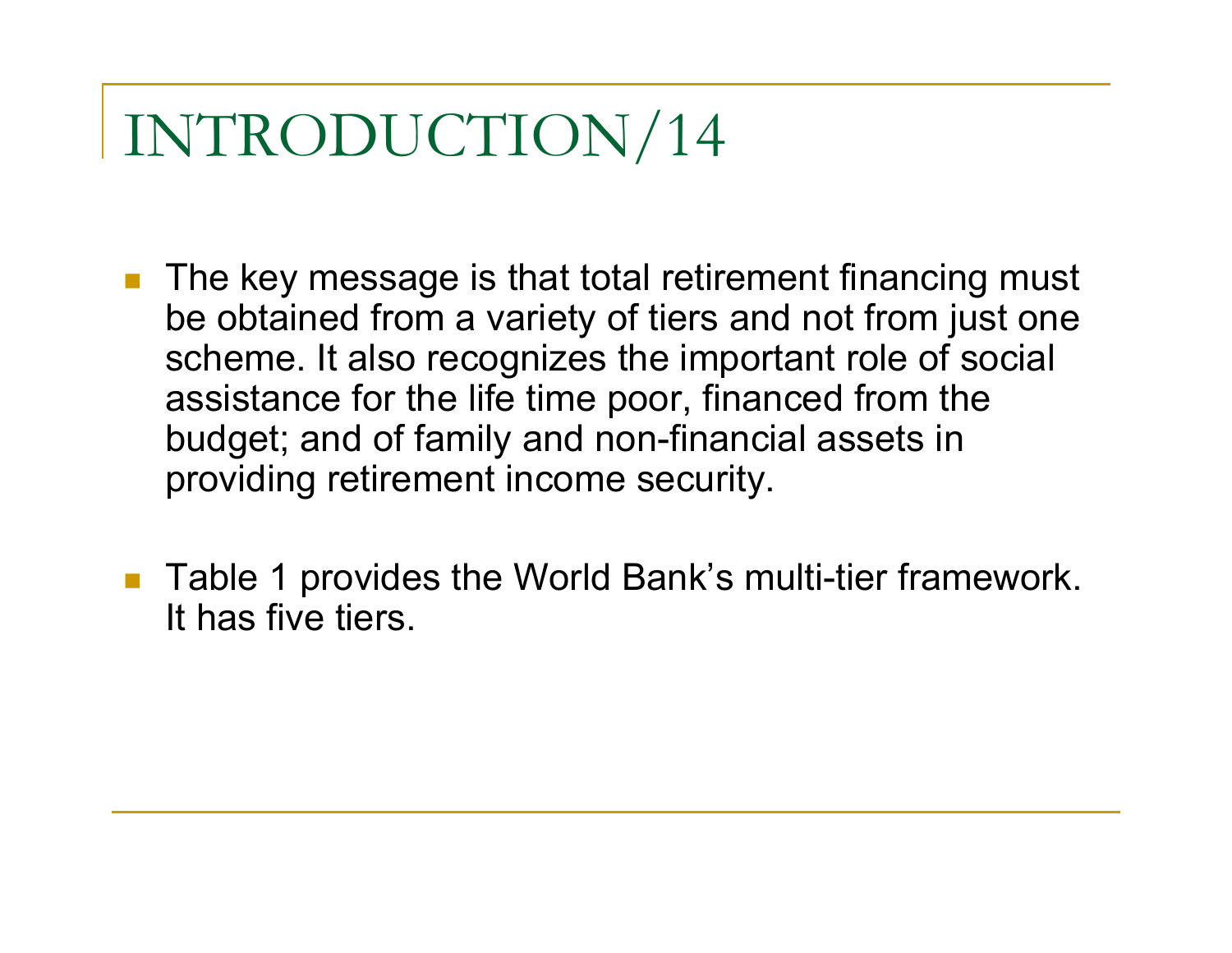# INTRODUCTION/14

- The key message is that total retirement financing must be obtained from a variety of tiers and not from just one scheme. It also recognizes the important role of social assistance for the life time poor, financed from the budget; and of family and non-financial assets in providing retirement income security.

- Table 1 provides the World Bank's multi-tier framework. It has five tiers.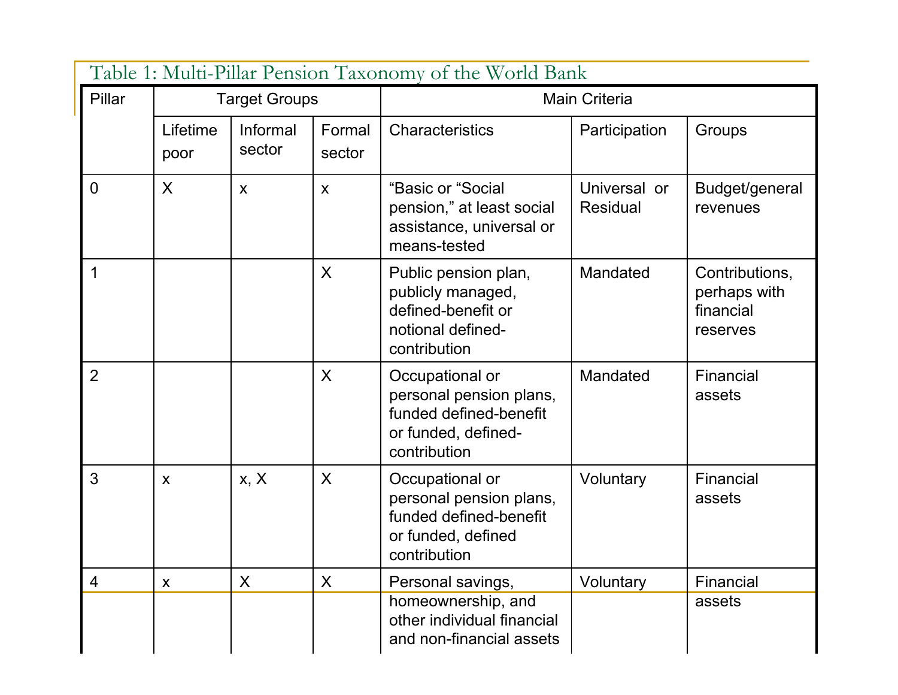Table 1: Multi-Pillar Pension Taxonomy of the World Bank

| Pillar | Target Groups | | | Main Criteria | | |
|---|---|---|---|---|---|---|
| | Lifetime poor | Informal sector | Formal sector | Characteristics | Participation | Groups |
| 0 | X | x | x | "Basic or "Social pension," at least social assistance, universal or means-tested | Universal or Residual | Budget/general revenues |
| 1 | | | X | Public pension plan, publicly managed, defined-benefit or notional defined-contribution | Mandated | Contributions, perhaps with financial reserves |
| 2 | | | X | Occupational or personal pension plans, funded defined-benefit or funded, defined-contribution | Mandated | Financial assets |
| 3 | x | x, X | X | Occupational or personal pension plans, funded defined-benefit or funded, defined contribution | Voluntary | Financial assets |
| 4 | x | X | X | Personal savings, homeownership, and other individual financial and non-financial assets | Voluntary | Financial assets |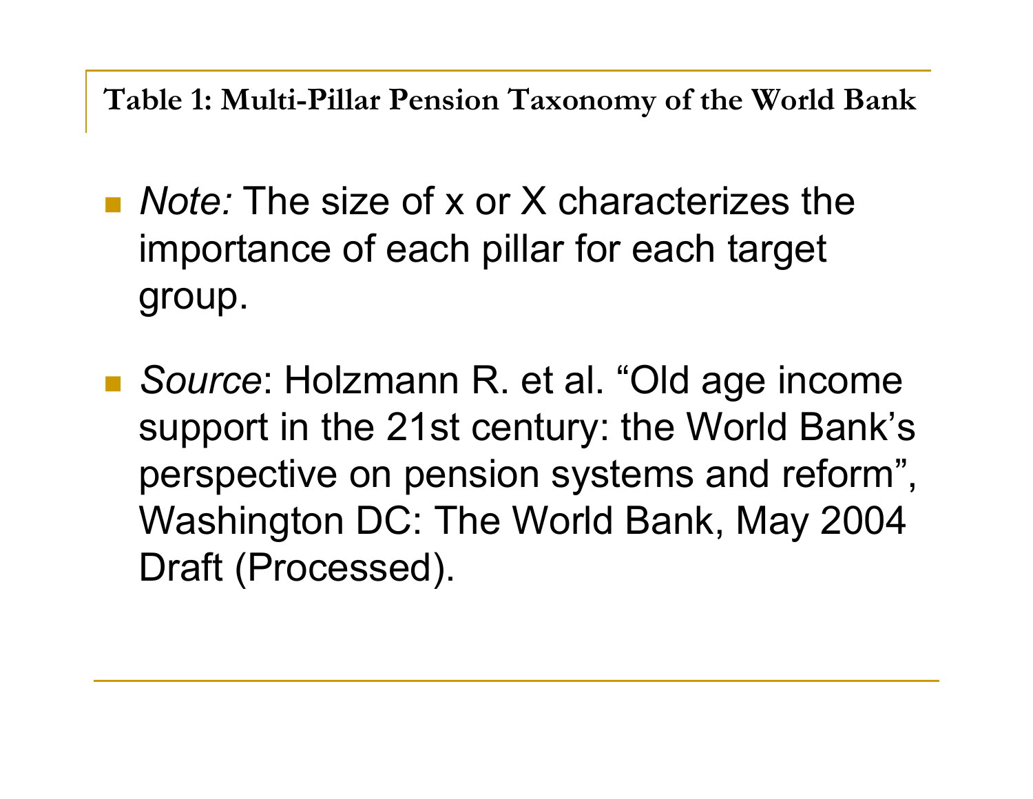## Table 1: Multi-Pillar Pension Taxonomy of the World Bank

- *Note:* The size of x or X characterizes the importance of each pillar for each target group.
- *Source*: Holzmann R. et al. “Old age income support in the 21st century: the World Bank’s perspective on pension systems and reform”, Washington DC: The World Bank, May 2004 Draft (Processed).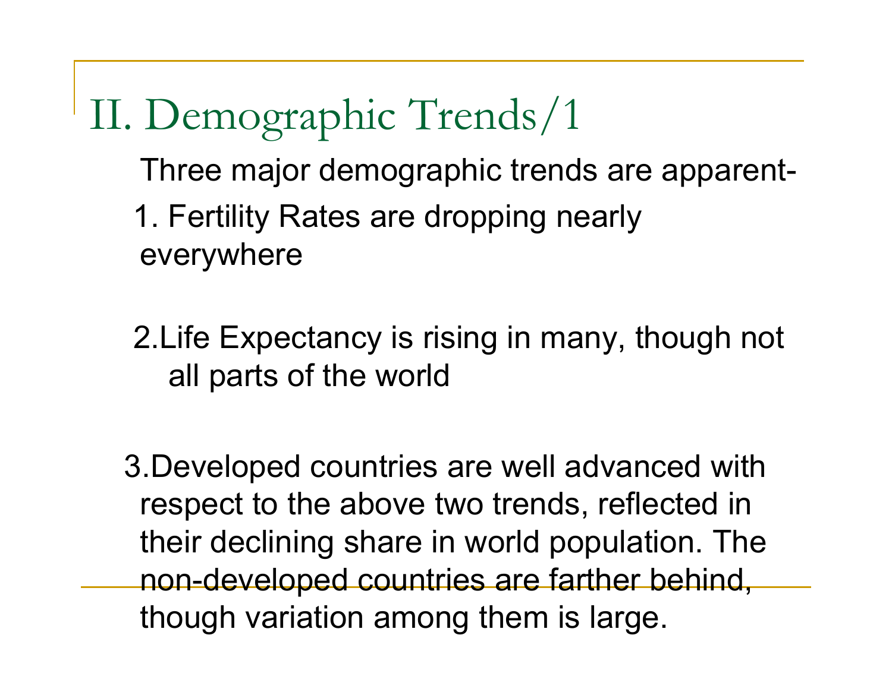# II. Demographic Trends/1

Three major demographic trends are apparent-

1. Fertility Rates are dropping nearly everywhere

2. Life Expectancy is rising in many, though not all parts of the world

3. Developed countries are well advanced with respect to the above two trends, reflected in their declining share in world population. The non-developed countries are farther behind, though variation among them is large.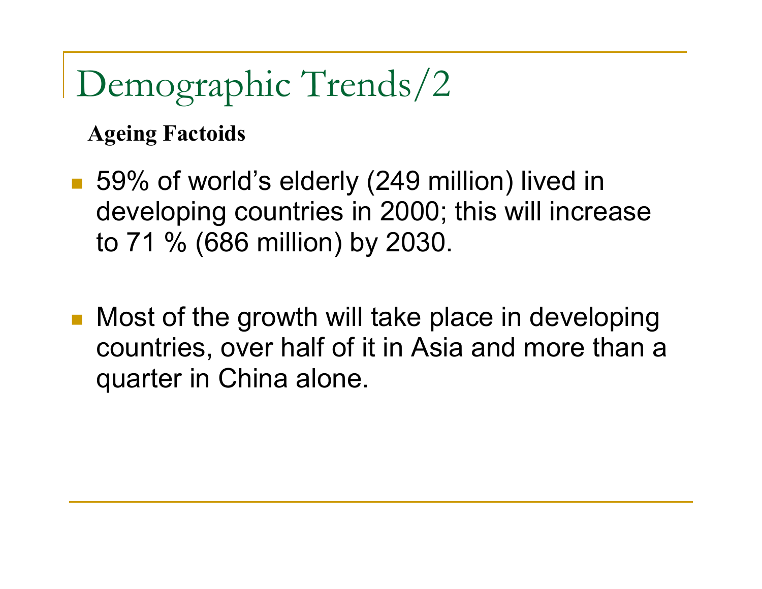# Demographic Trends/2

**Ageing Factoids**

- 59% of world's elderly (249 million) lived in developing countries in 2000; this will increase to 71 % (686 million) by 2030.

- Most of the growth will take place in developing countries, over half of it in Asia and more than a quarter in China alone.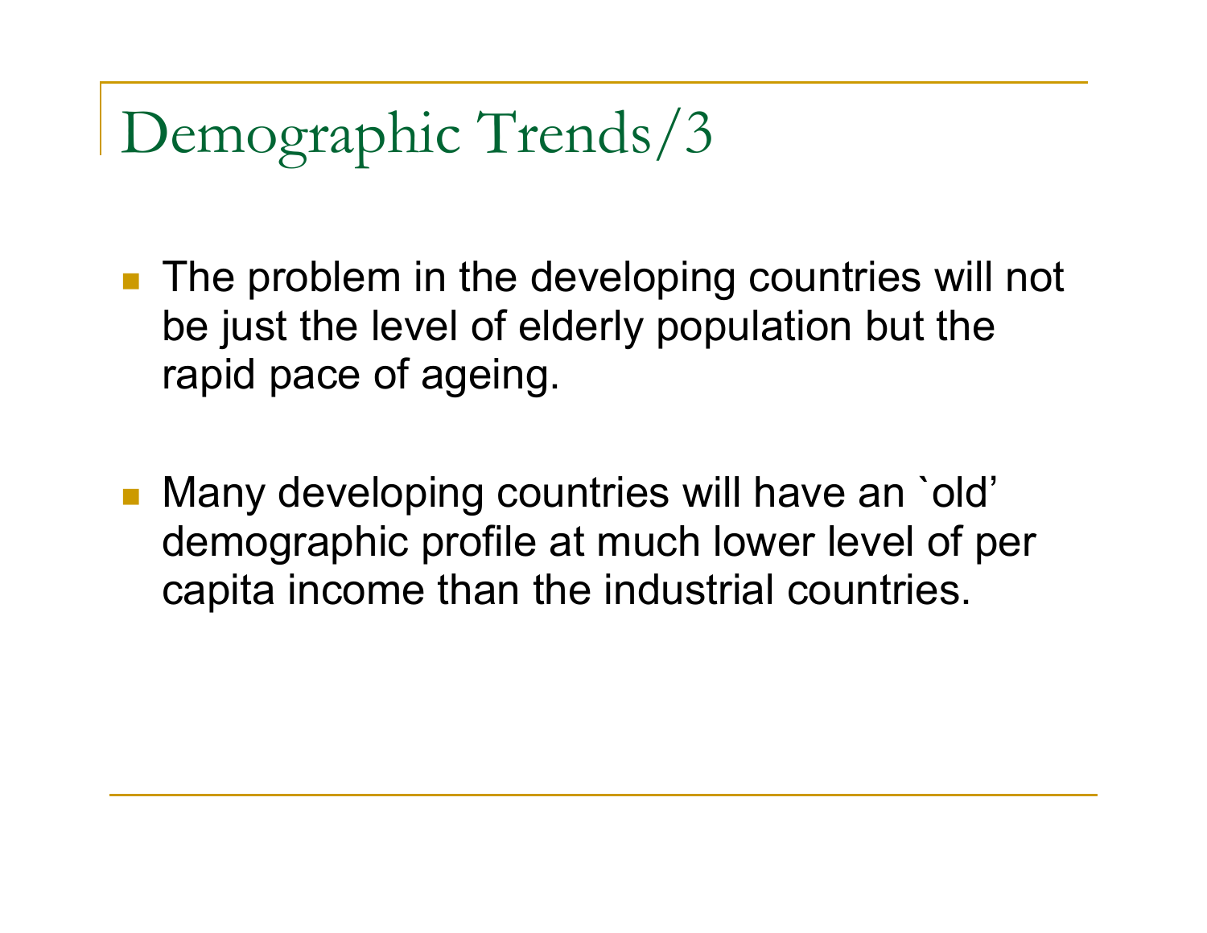# Demographic Trends/3

- The problem in the developing countries will not be just the level of elderly population but the rapid pace of ageing.

- Many developing countries will have an `old' demographic profile at much lower level of per capita income than the industrial countries.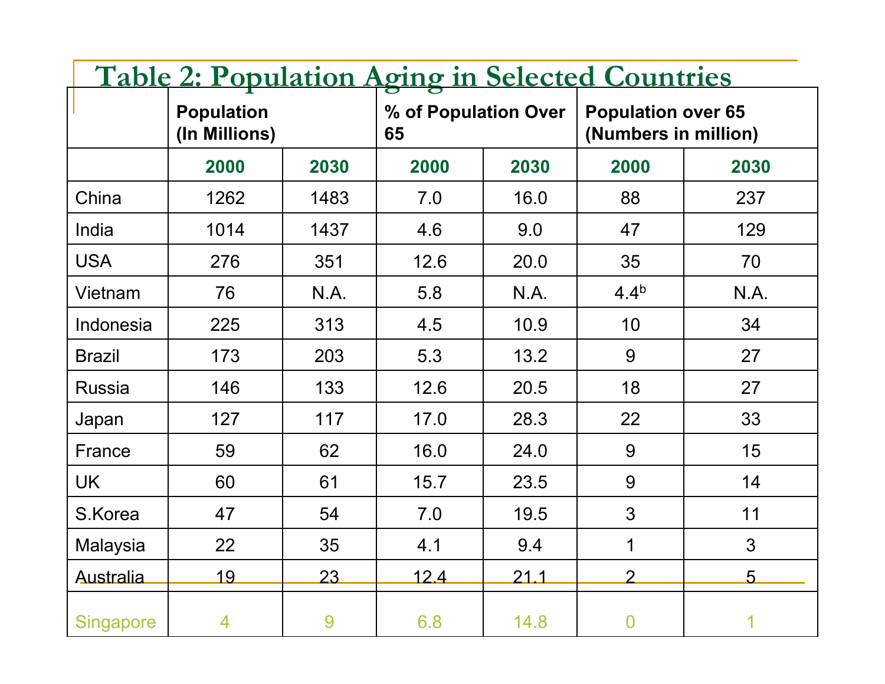# Table 2: Population Aging in Selected Countries

| | Population (In Millions) | | % of Population Over 65 | | Population over 65 (Numbers in million) | |
|---|---|---|---|---|---|---|
| | 2000 | 2030 | 2000 | 2030 | 2000 | 2030 |
| China | 1262 | 1483 | 7.0 | 16.0 | 88 | 237 |
| India | 1014 | 1437 | 4.6 | 9.0 | 47 | 129 |
| USA | 276 | 351 | 12.6 | 20.0 | 35 | 70 |
| Vietnam | 76 | N.A. | 5.8 | N.A. | 4.4[b] | N.A. |
| Indonesia | 225 | 313 | 4.5 | 10.9 | 10 | 34 |
| Brazil | 173 | 203 | 5.3 | 13.2 | 9 | 27 |
| Russia | 146 | 133 | 12.6 | 20.5 | 18 | 27 |
| Japan | 127 | 117 | 17.0 | 28.3 | 22 | 33 |
| France | 59 | 62 | 16.0 | 24.0 | 9 | 15 |
| UK | 60 | 61 | 15.7 | 23.5 | 9 | 14 |
| S.Korea | 47 | 54 | 7.0 | 19.5 | 3 | 11 |
| Malaysia | 22 | 35 | 4.1 | 9.4 | 1 | 3 |
| Australia | 19 | 23 | 12.4 | 21.1 | 2 | 5 |
| Singapore | 4 | 9 | 6.8 | 14.8 | 0 | 1 |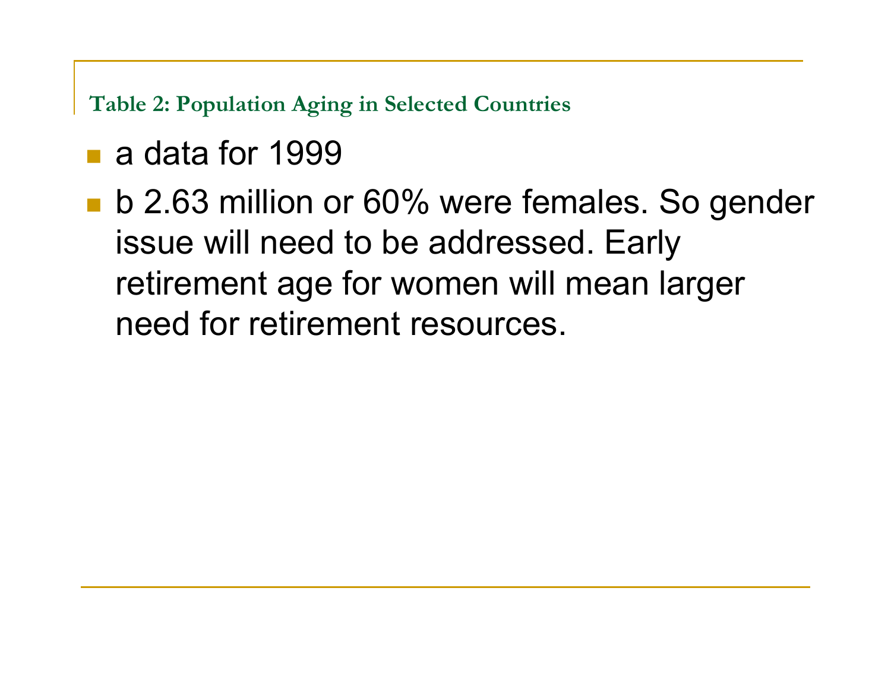## Table 2: Population Aging in Selected Countries

- a data for 1999
- b 2.63 million or 60% were females. So gender issue will need to be addressed. Early retirement age for women will mean larger need for retirement resources.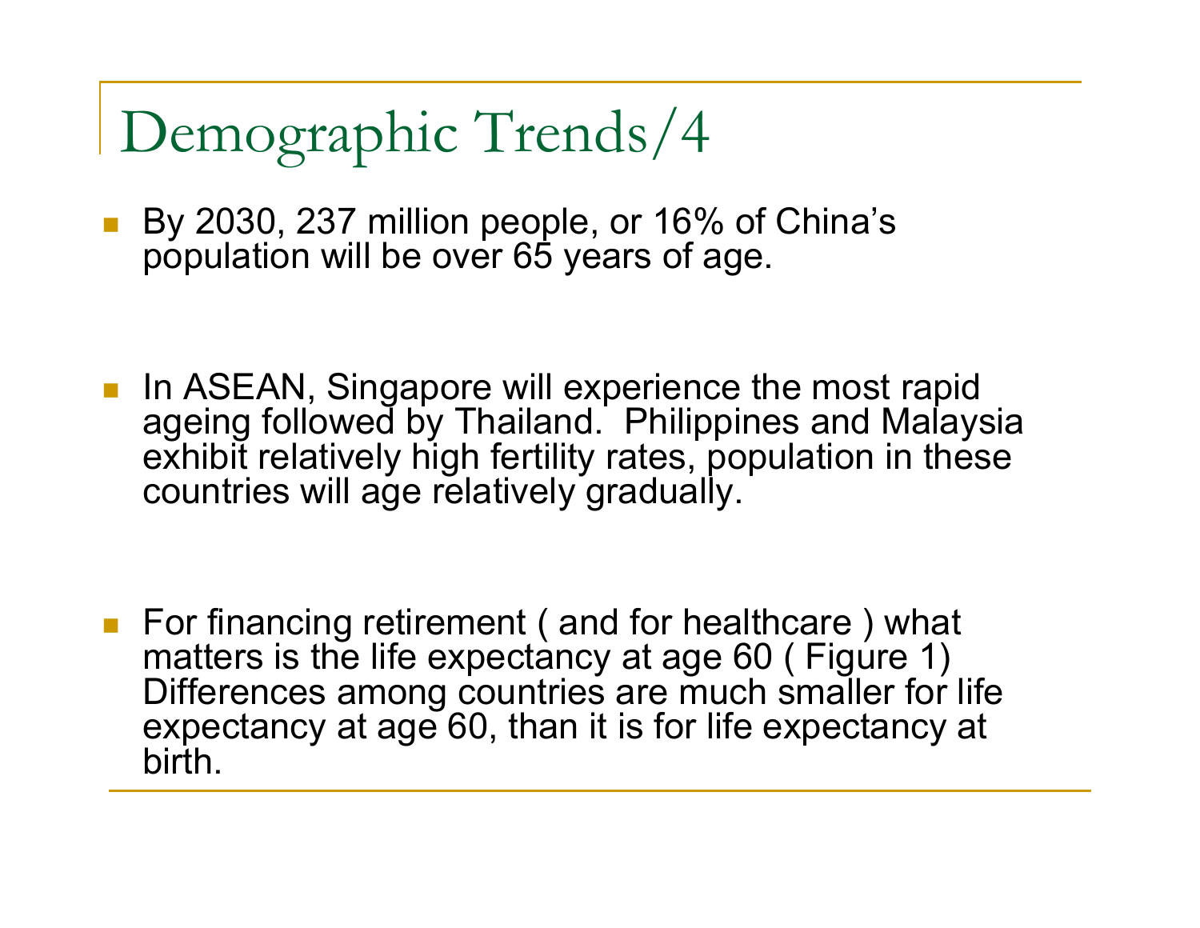# Demographic Trends/4

- By 2030, 237 million people, or 16% of China's population will be over 65 years of age.

- In ASEAN, Singapore will experience the most rapid ageing followed by Thailand. Philippines and Malaysia exhibit relatively high fertility rates, population in these countries will age relatively gradually.

- For financing retirement ( and for healthcare ) what matters is the life expectancy at age 60 ( Figure 1) Differences among countries are much smaller for life expectancy at age 60, than it is for life expectancy at birth.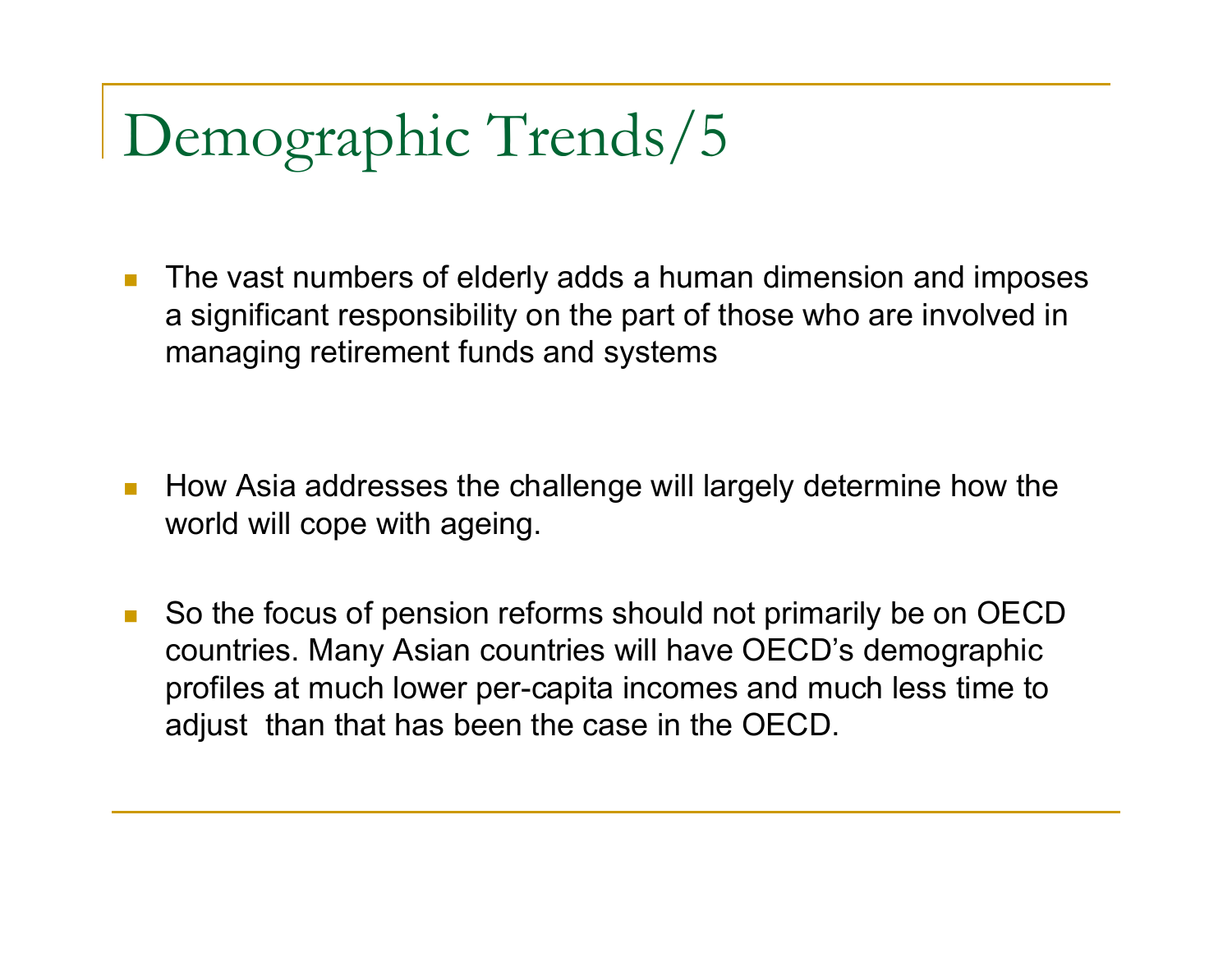# Demographic Trends/5

- The vast numbers of elderly adds a human dimension and imposes a significant responsibility on the part of those who are involved in managing retirement funds and systems

- How Asia addresses the challenge will largely determine how the world will cope with ageing.

- So the focus of pension reforms should not primarily be on OECD countries. Many Asian countries will have OECD's demographic profiles at much lower per-capita incomes and much less time to adjust than that has been the case in the OECD.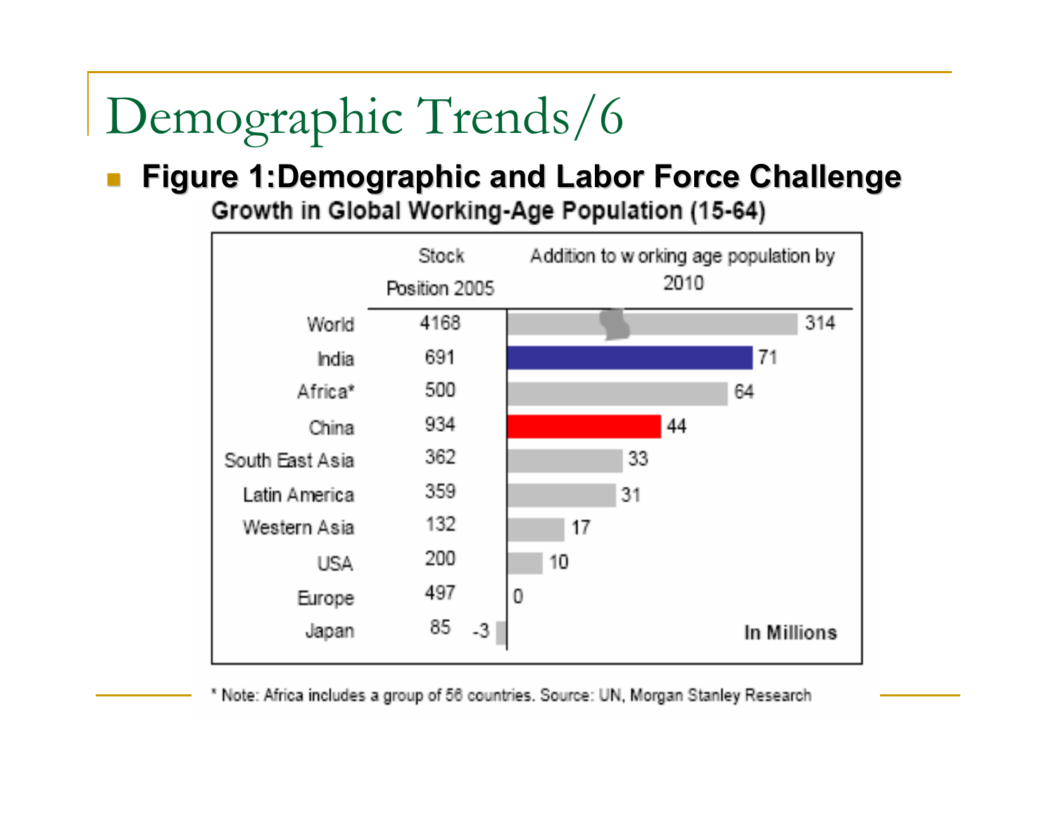# Demographic Trends/6

- **Figure 1:Demographic and Labor Force Challenge**

**Growth in Global Working-Age Population (15-64)**

| | Stock Position 2005 | Addition to working age population by 2010 |
|---|---|---|
| World | 4168 | 314 |
| India | 691 | 71 |
| Africa* | 500 | 64 |
| China | 934 | 44 |
| South East Asia | 362 | 33 |
| Latin America | 359 | 31 |
| Western Asia | 132 | 17 |
| USA | 200 | 10 |
| Europe | 497 | 0 |
| Japan | 85 | -3 |

In Millions

* Note: Africa includes a group of 56 countries. Source: UN, Morgan Stanley Research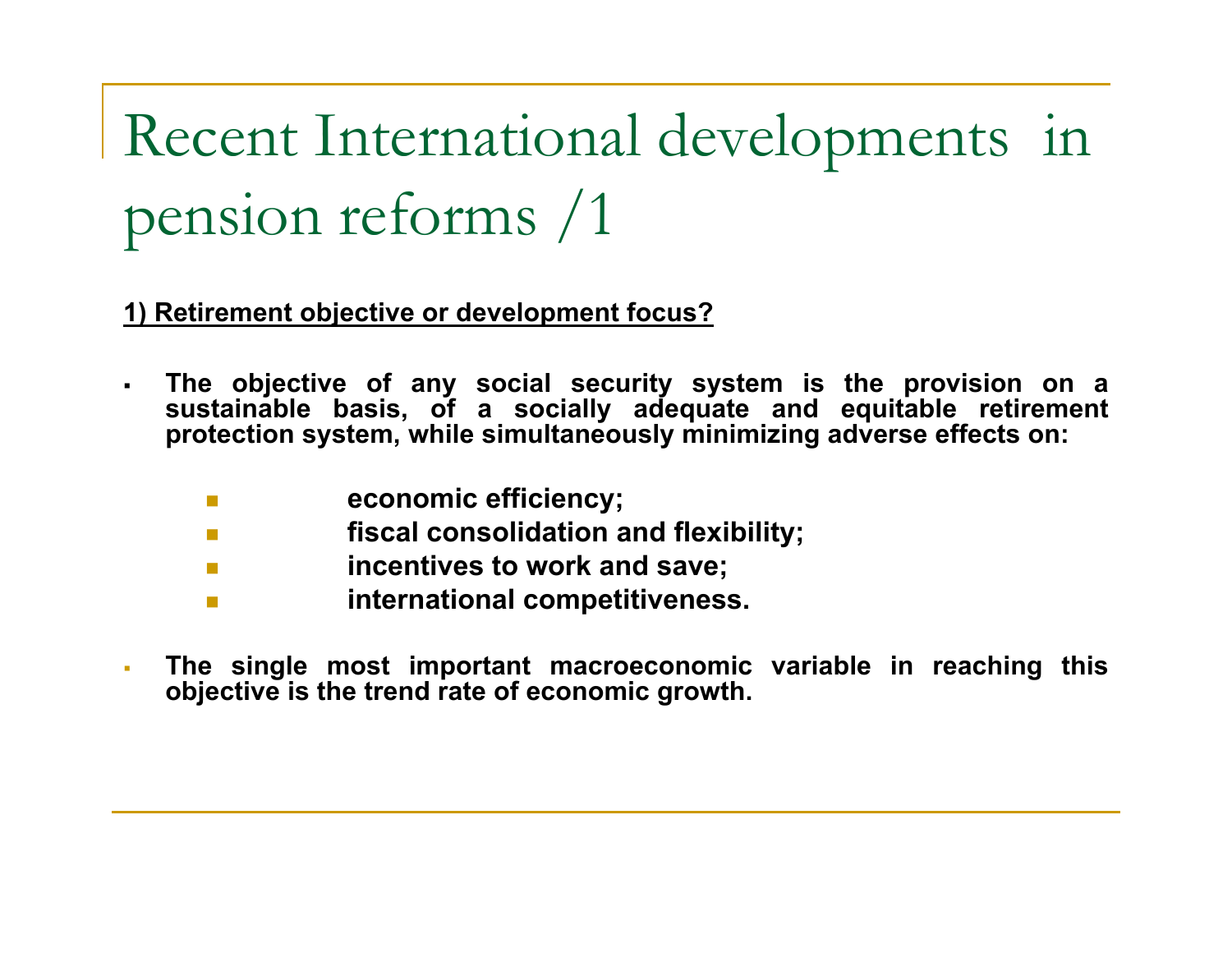# Recent International developments in pension reforms /1

**1) Retirement objective or development focus?**

- **The objective of any social security system is the provision on a sustainable basis, of a socially adequate and equitable retirement protection system, while simultaneously minimizing adverse effects on:**
  - **economic efficiency;**
  - **fiscal consolidation and flexibility;**
  - **incentives to work and save;**
  - **international competitiveness.**
- **The single most important macroeconomic variable in reaching this objective is the trend rate of economic growth.**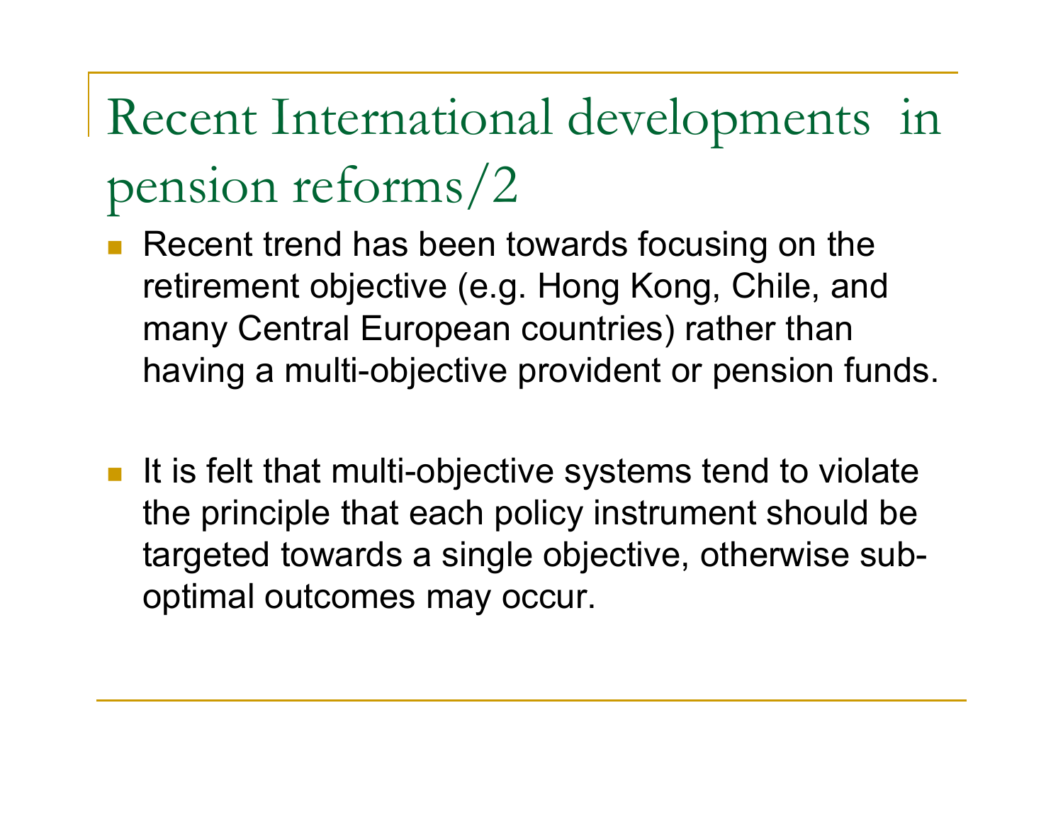# Recent International developments in pension reforms/2

- Recent trend has been towards focusing on the retirement objective (e.g. Hong Kong, Chile, and many Central European countries) rather than having a multi-objective provident or pension funds.

- It is felt that multi-objective systems tend to violate the principle that each policy instrument should be targeted towards a single objective, otherwise sub-optimal outcomes may occur.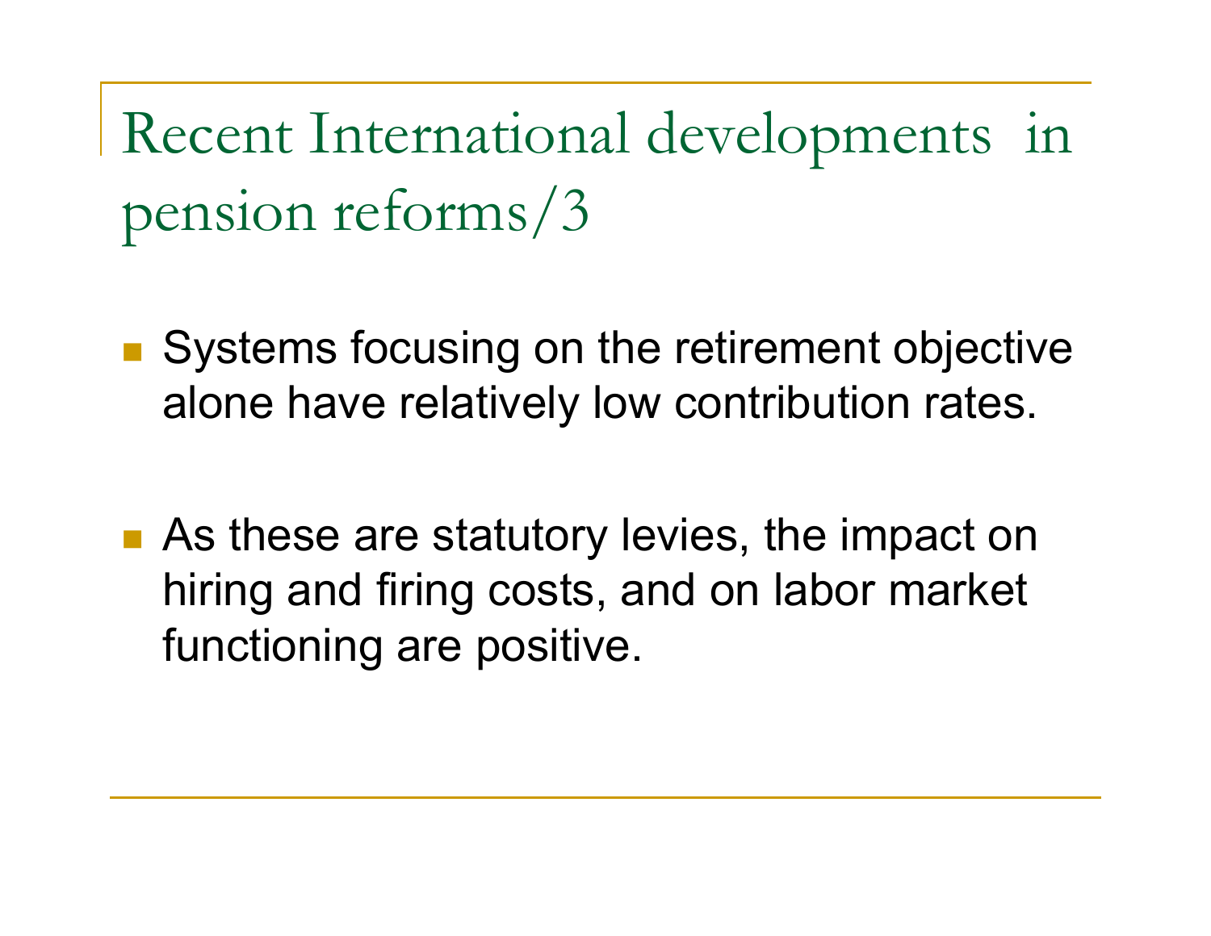# Recent International developments in pension reforms/3

- Systems focusing on the retirement objective alone have relatively low contribution rates.
- As these are statutory levies, the impact on hiring and firing costs, and on labor market functioning are positive.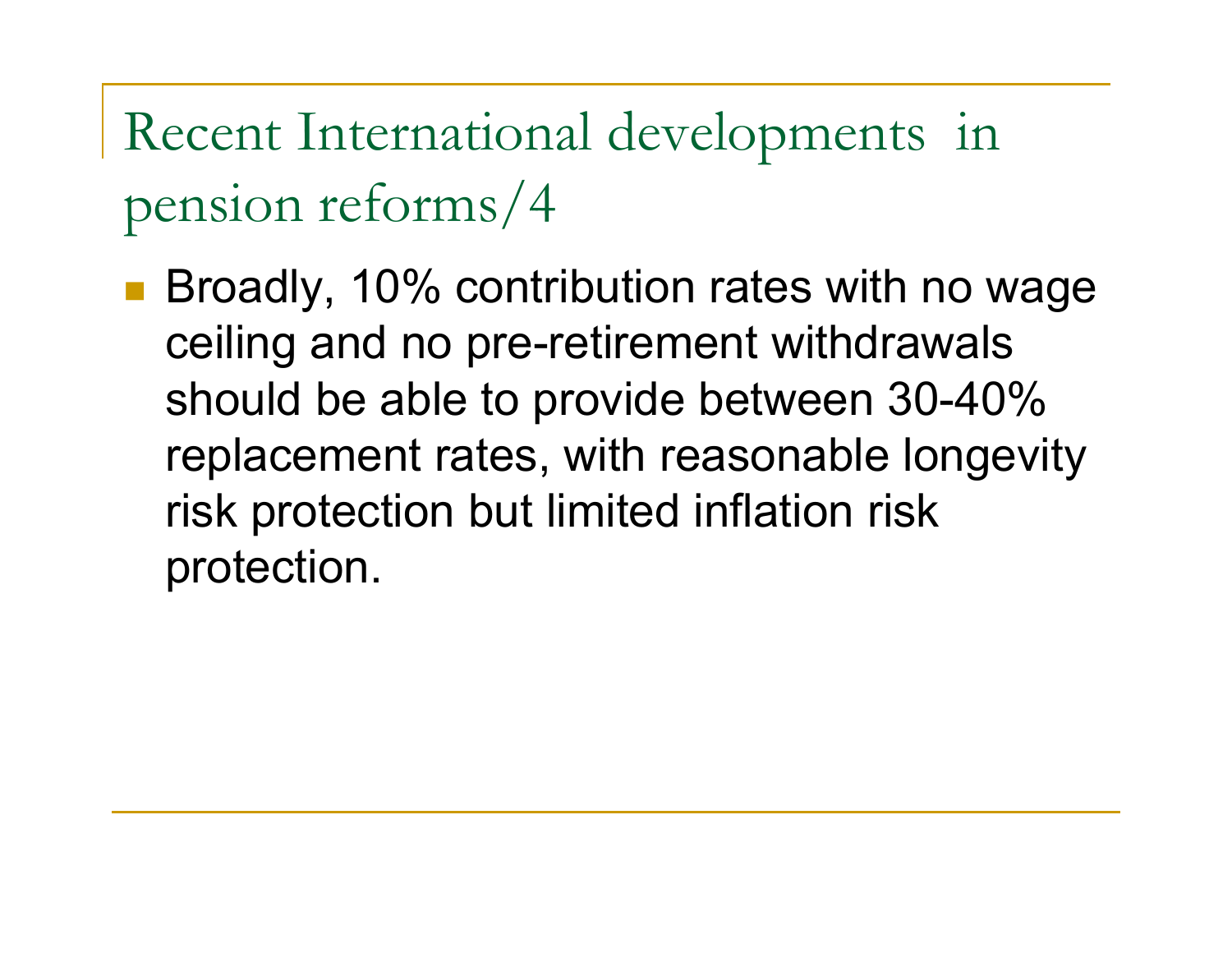# Recent International developments in pension reforms/4

- Broadly, 10% contribution rates with no wage ceiling and no pre-retirement withdrawals should be able to provide between 30-40% replacement rates, with reasonable longevity risk protection but limited inflation risk protection.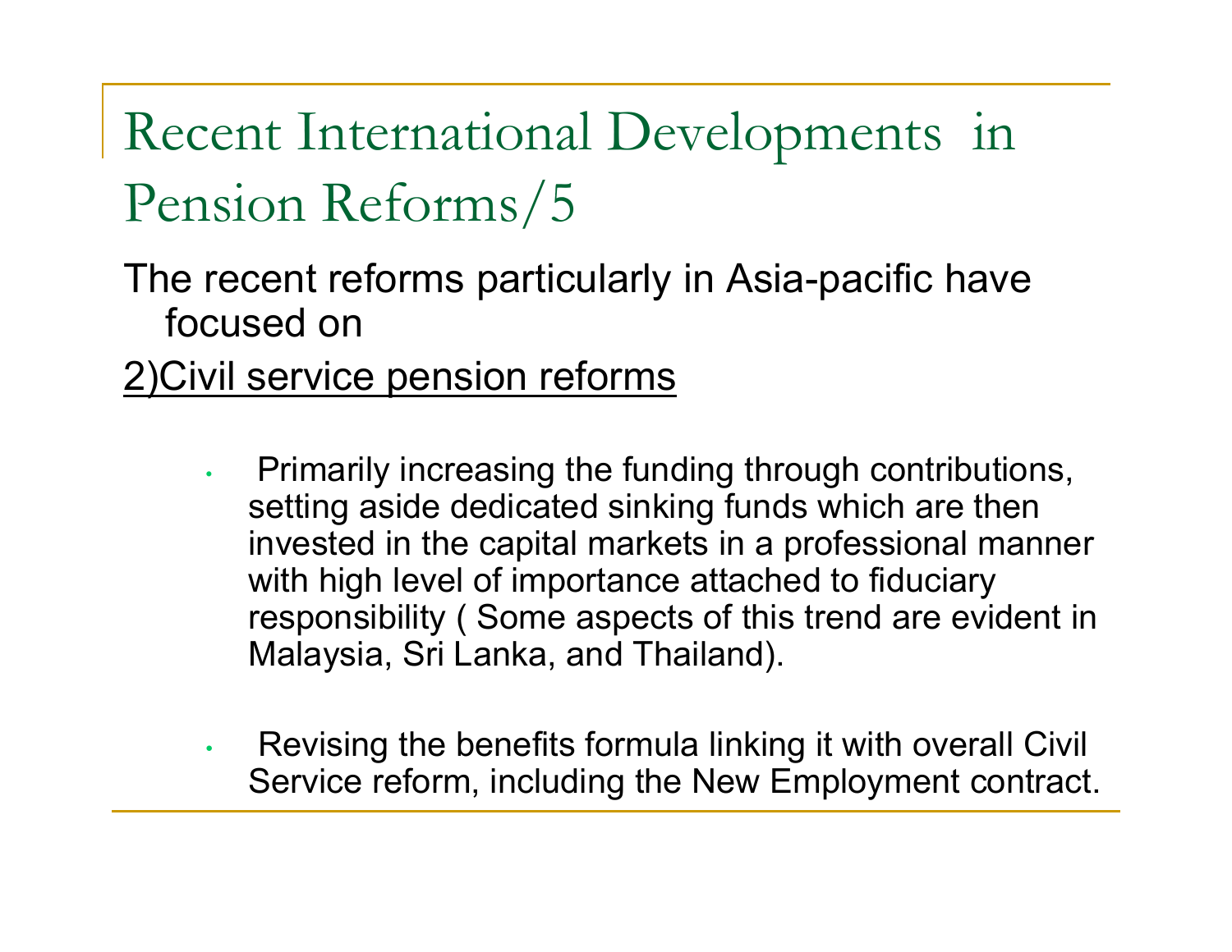# Recent International Developments in Pension Reforms/5

The recent reforms particularly in Asia-pacific have focused on

2)Civil service pension reforms

- Primarily increasing the funding through contributions, setting aside dedicated sinking funds which are then invested in the capital markets in a professional manner with high level of importance attached to fiduciary responsibility ( Some aspects of this trend are evident in Malaysia, Sri Lanka, and Thailand).
- Revising the benefits formula linking it with overall Civil Service reform, including the New Employment contract.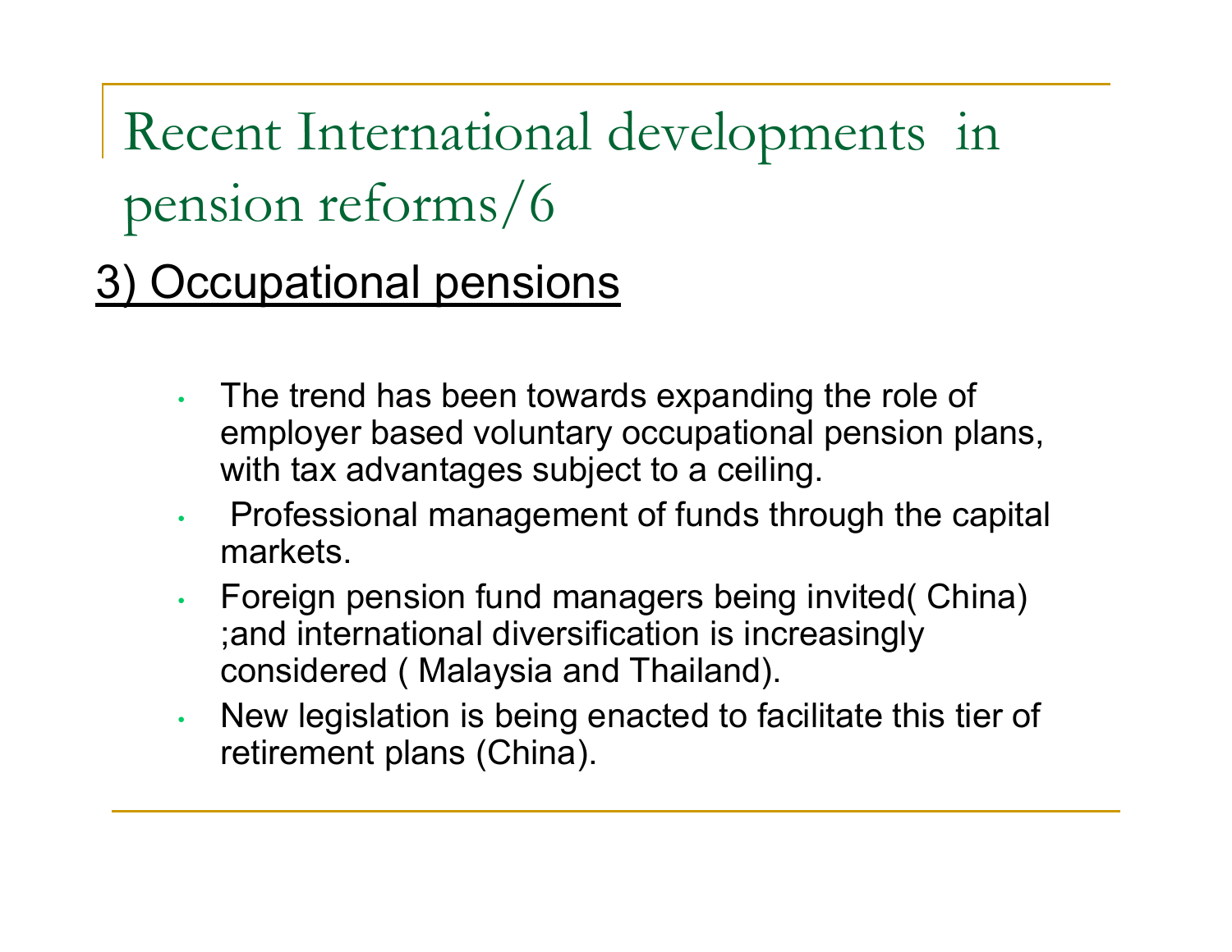# Recent International developments in pension reforms/6

## 3) Occupational pensions

- The trend has been towards expanding the role of employer based voluntary occupational pension plans, with tax advantages subject to a ceiling.
- Professional management of funds through the capital markets.
- Foreign pension fund managers being invited( China) ;and international diversification is increasingly considered ( Malaysia and Thailand).
- New legislation is being enacted to facilitate this tier of retirement plans (China).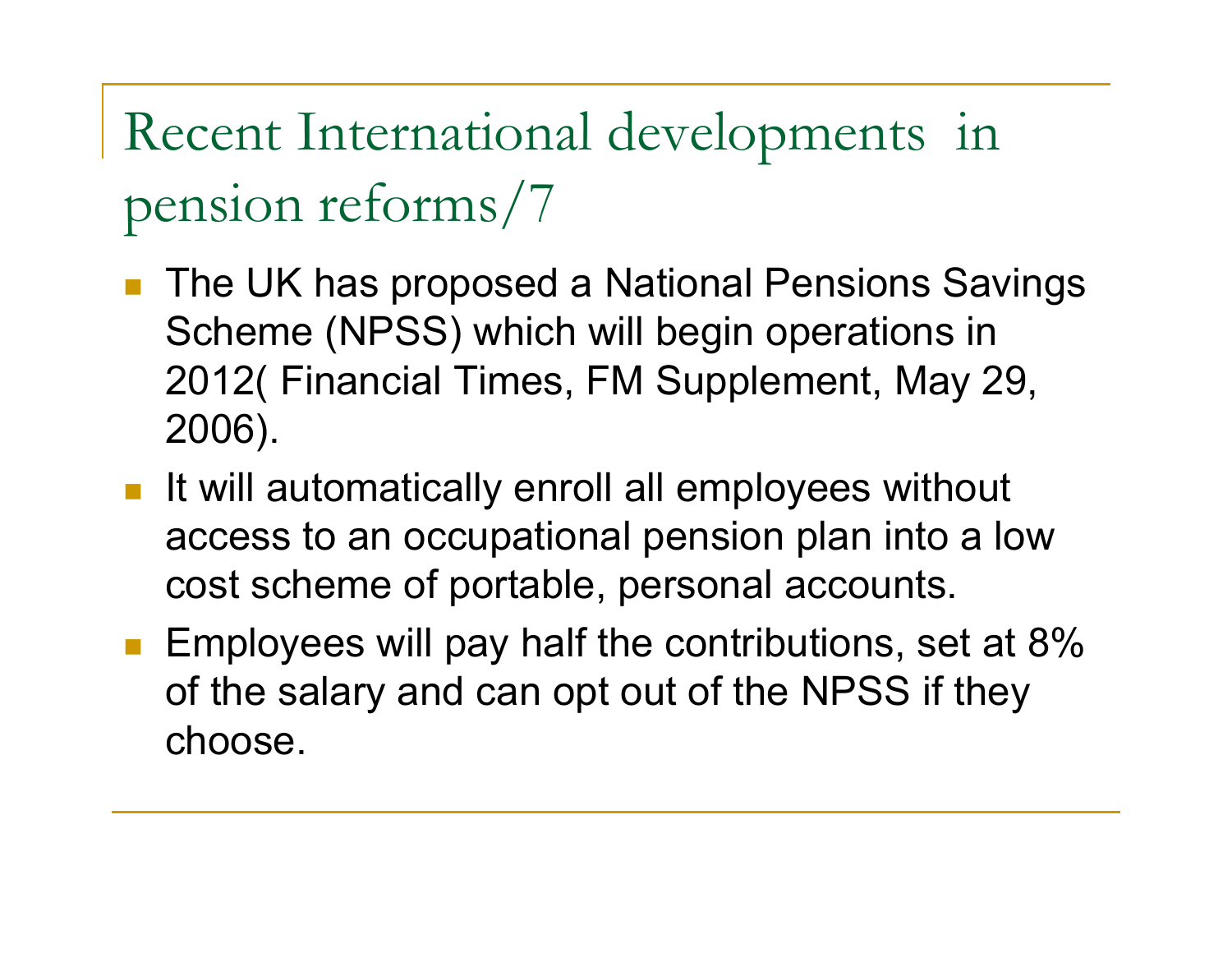# Recent International developments in pension reforms/7

- The UK has proposed a National Pensions Savings Scheme (NPSS) which will begin operations in 2012( Financial Times, FM Supplement, May 29, 2006).
- It will automatically enroll all employees without access to an occupational pension plan into a low cost scheme of portable, personal accounts.
- Employees will pay half the contributions, set at 8% of the salary and can opt out of the NPSS if they choose.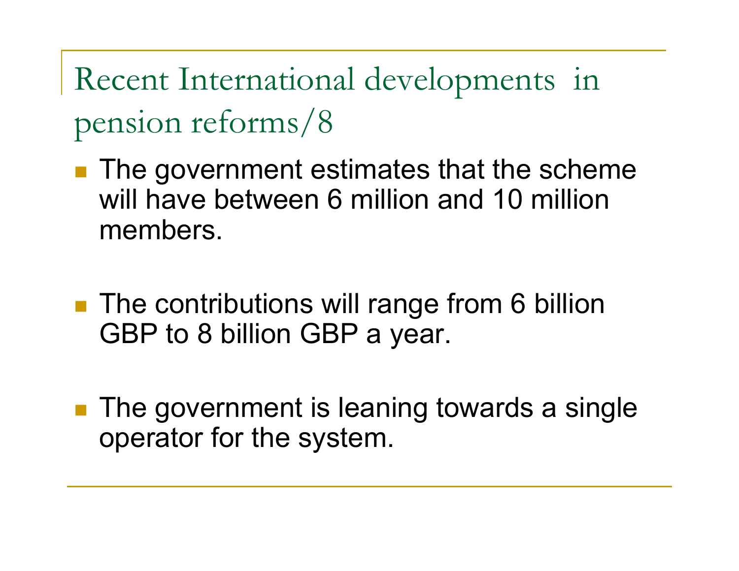# Recent International developments in pension reforms/8

- The government estimates that the scheme will have between 6 million and 10 million members.

- The contributions will range from 6 billion GBP to 8 billion GBP a year.

- The government is leaning towards a single operator for the system.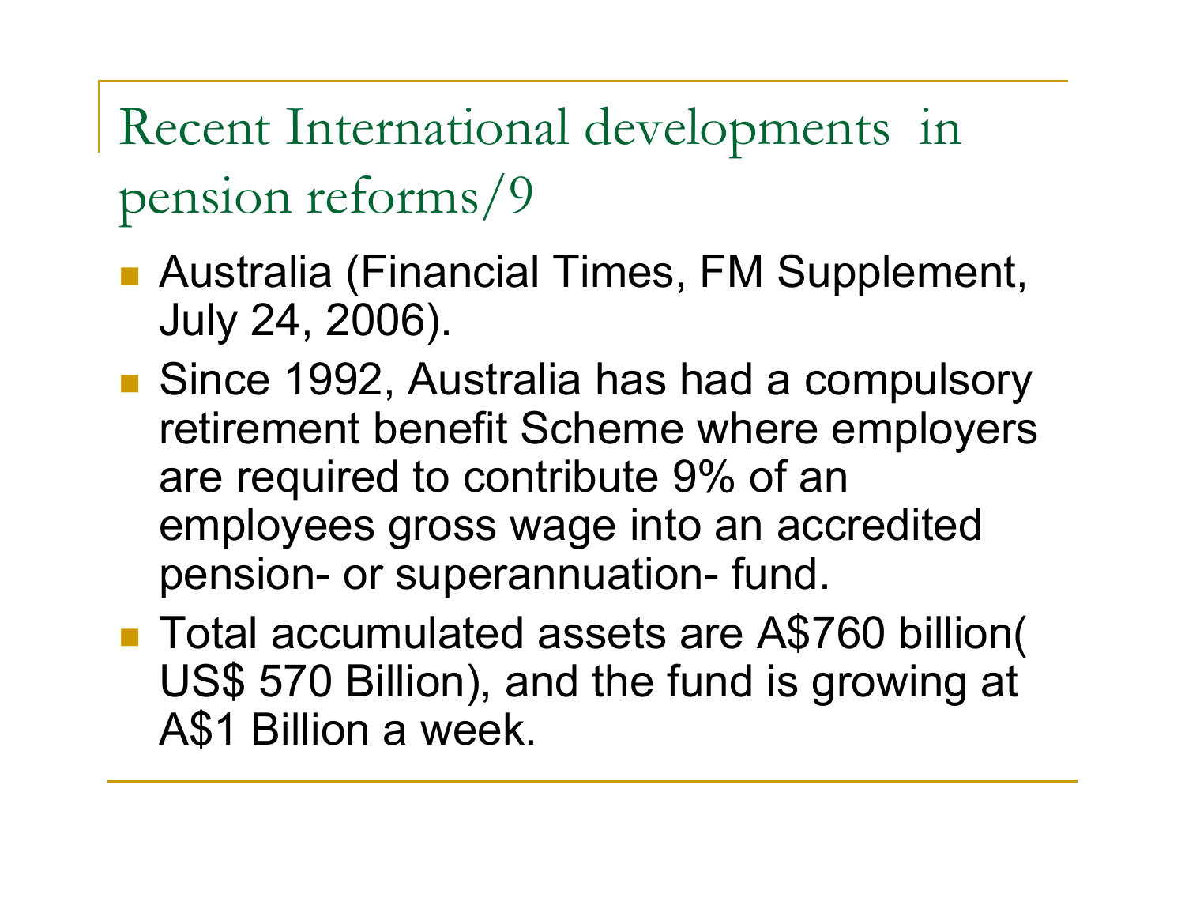# Recent International developments in pension reforms/9

- Australia (Financial Times, FM Supplement, July 24, 2006).
- Since 1992, Australia has had a compulsory retirement benefit Scheme where employers are required to contribute 9% of an employees gross wage into an accredited pension- or superannuation- fund.
- Total accumulated assets are A$760 billion( US$ 570 Billion), and the fund is growing at A$1 Billion a week.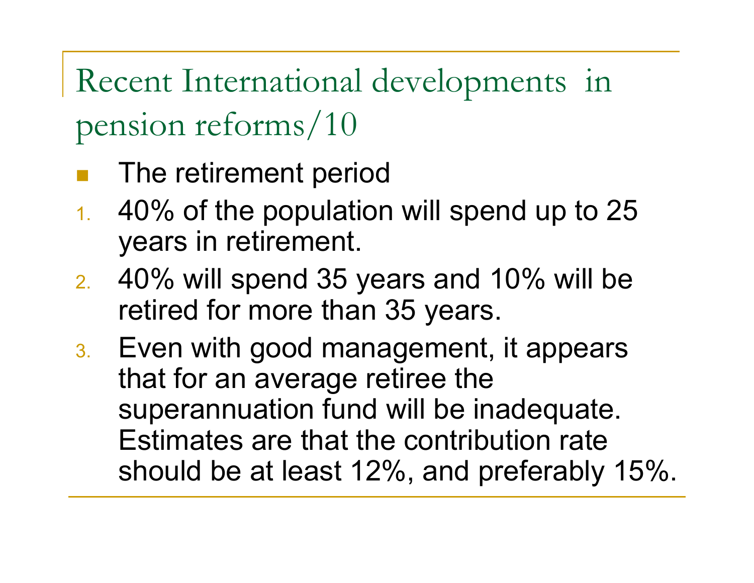# Recent International developments in pension reforms/10

- The retirement period

1. 40% of the population will spend up to 25 years in retirement.
2. 40% will spend 35 years and 10% will be retired for more than 35 years.
3. Even with good management, it appears that for an average retiree the superannuation fund will be inadequate. Estimates are that the contribution rate should be at least 12%, and preferably 15%.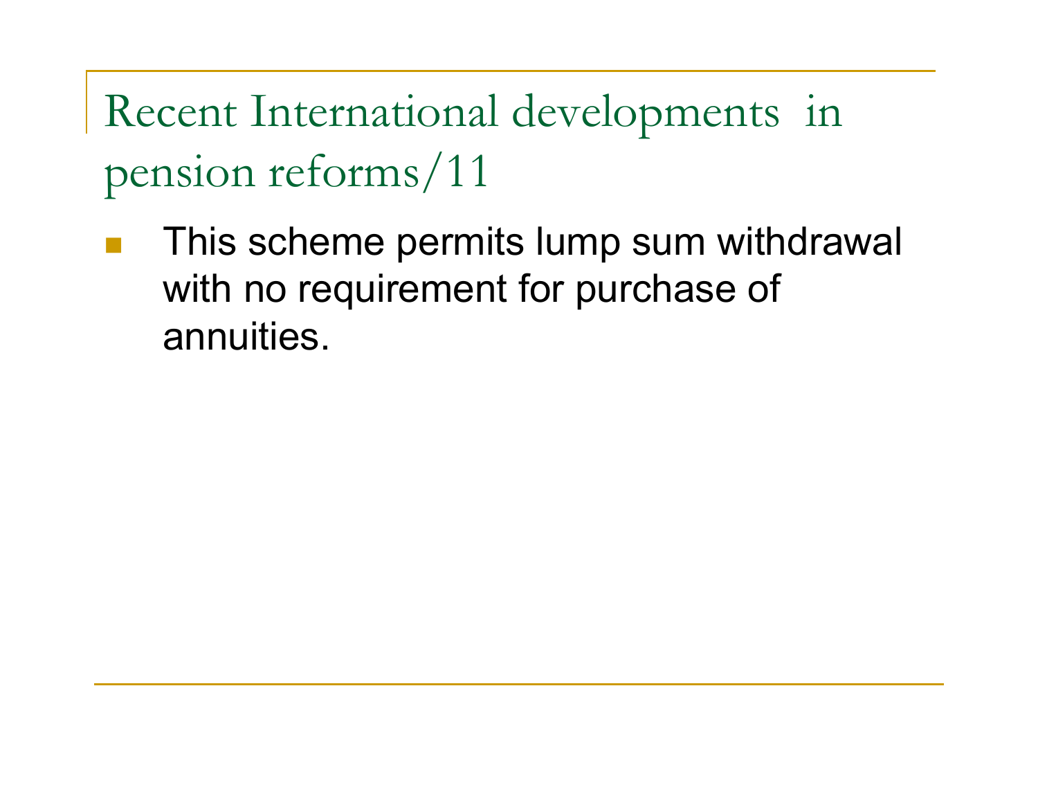# Recent International developments in pension reforms/11

- This scheme permits lump sum withdrawal with no requirement for purchase of annuities.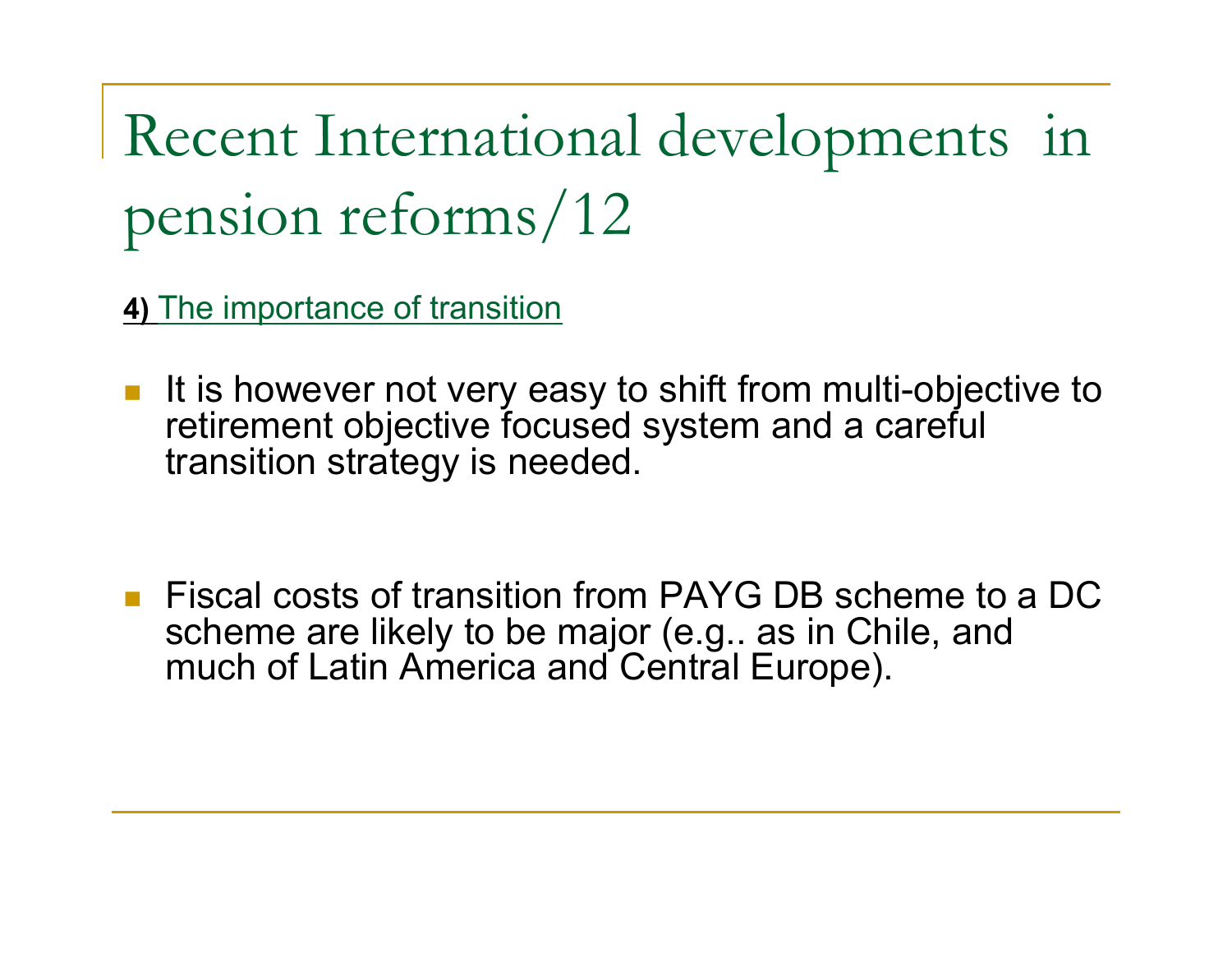# Recent International developments in pension reforms/12

**4)** The importance of transition

- It is however not very easy to shift from multi-objective to retirement objective focused system and a careful transition strategy is needed.

- Fiscal costs of transition from PAYG DB scheme to a DC scheme are likely to be major (e.g.. as in Chile, and much of Latin America and Central Europe).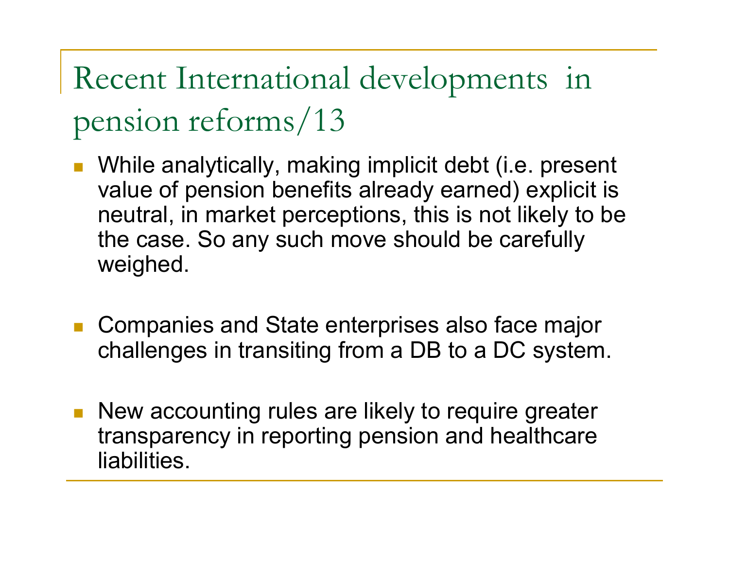# Recent International developments in pension reforms/13

- While analytically, making implicit debt (i.e. present value of pension benefits already earned) explicit is neutral, in market perceptions, this is not likely to be the case. So any such move should be carefully weighed.

- Companies and State enterprises also face major challenges in transiting from a DB to a DC system.

- New accounting rules are likely to require greater transparency in reporting pension and healthcare liabilities.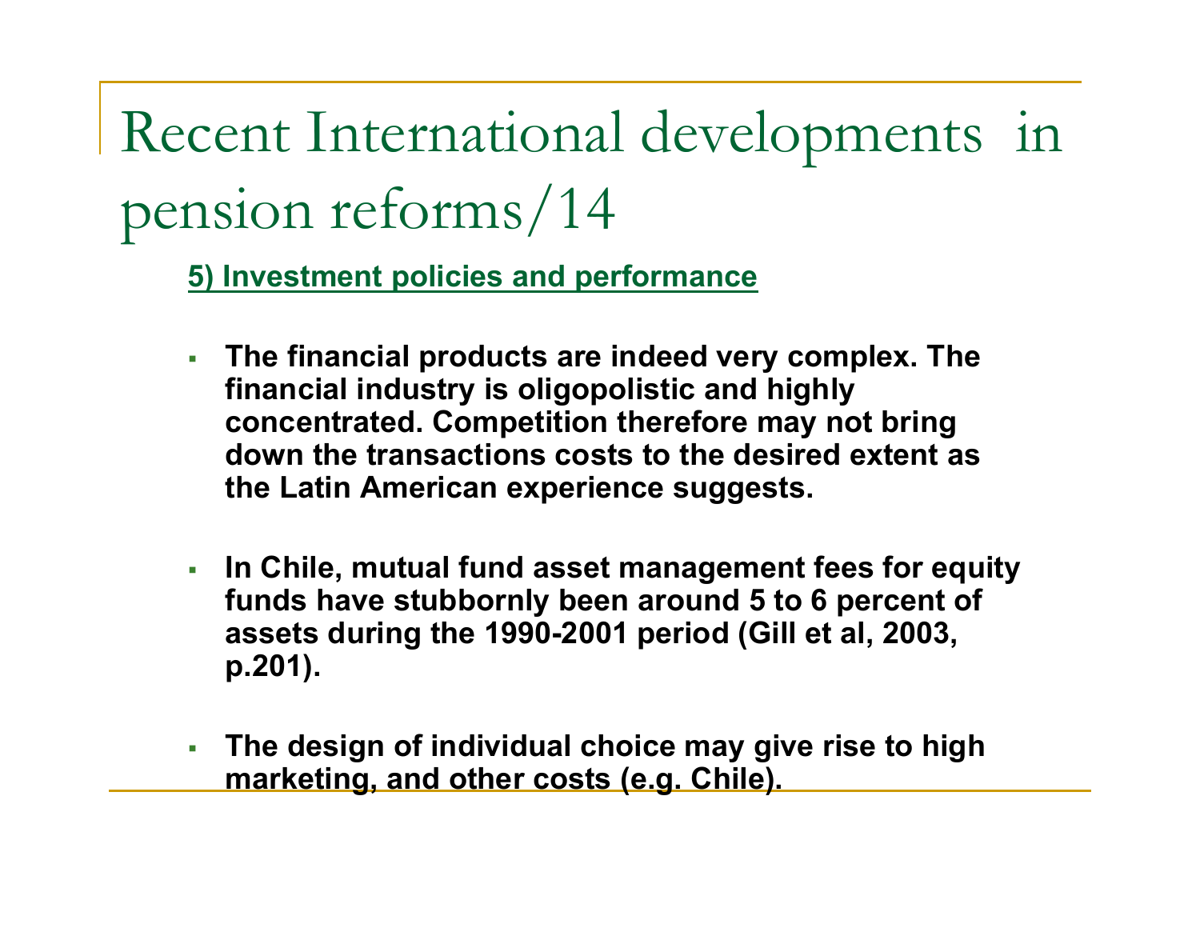# Recent International developments in pension reforms/14

**5) Investment policies and performance**

- **The financial products are indeed very complex. The financial industry is oligopolistic and highly concentrated. Competition therefore may not bring down the transactions costs to the desired extent as the Latin American experience suggests.**

- **In Chile, mutual fund asset management fees for equity funds have stubbornly been around 5 to 6 percent of assets during the 1990-2001 period (Gill et al, 2003, p.201).**

- **The design of individual choice may give rise to high marketing, and other costs (e.g. Chile).**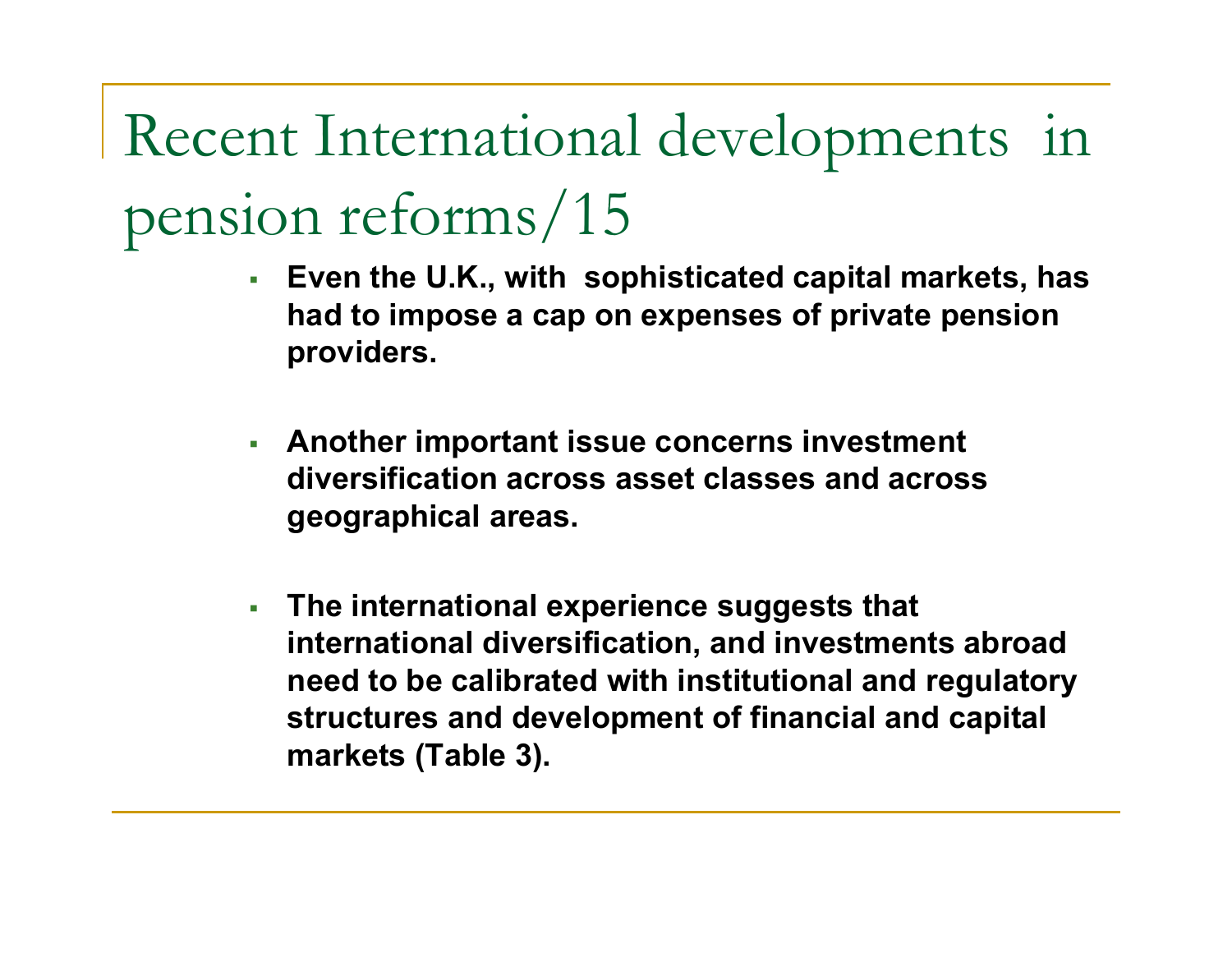# Recent International developments in pension reforms/15

- **Even the U.K., with sophisticated capital markets, has had to impose a cap on expenses of private pension providers.**

- **Another important issue concerns investment diversification across asset classes and across geographical areas.**

- **The international experience suggests that international diversification, and investments abroad need to be calibrated with institutional and regulatory structures and development of financial and capital markets (Table 3).**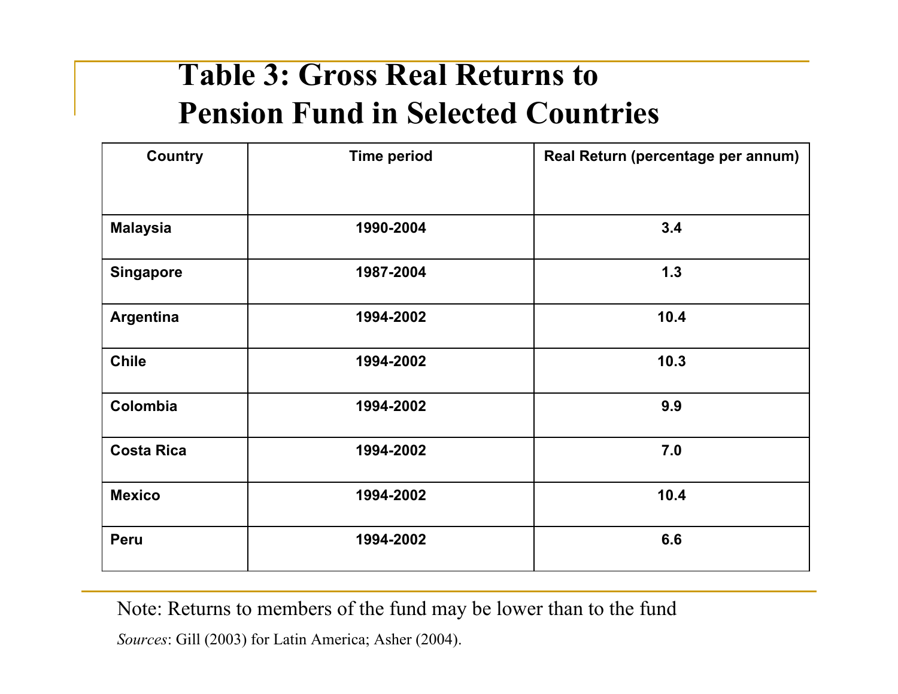# Table 3: Gross Real Returns to Pension Fund in Selected Countries

| Country | Time period | Real Return (percentage per annum) |
|---|---|---|
| Malaysia | 1990-2004 | 3.4 |
| Singapore | 1987-2004 | 1.3 |
| Argentina | 1994-2002 | 10.4 |
| Chile | 1994-2002 | 10.3 |
| Colombia | 1994-2002 | 9.9 |
| Costa Rica | 1994-2002 | 7.0 |
| Mexico | 1994-2002 | 10.4 |
| Peru | 1994-2002 | 6.6 |

Note: Returns to members of the fund may be lower than to the fund

*Sources*: Gill (2003) for Latin America; Asher (2004).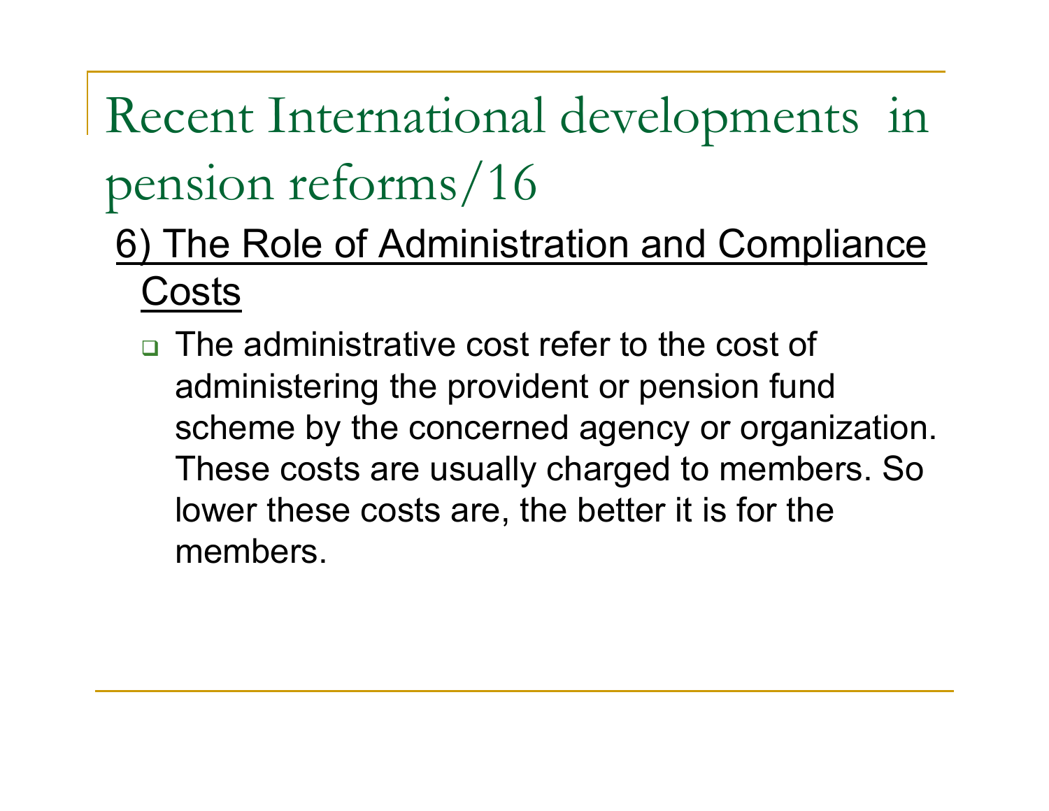# Recent International developments in pension reforms/16

## 6) The Role of Administration and Compliance Costs

- The administrative cost refer to the cost of administering the provident or pension fund scheme by the concerned agency or organization. These costs are usually charged to members. So lower these costs are, the better it is for the members.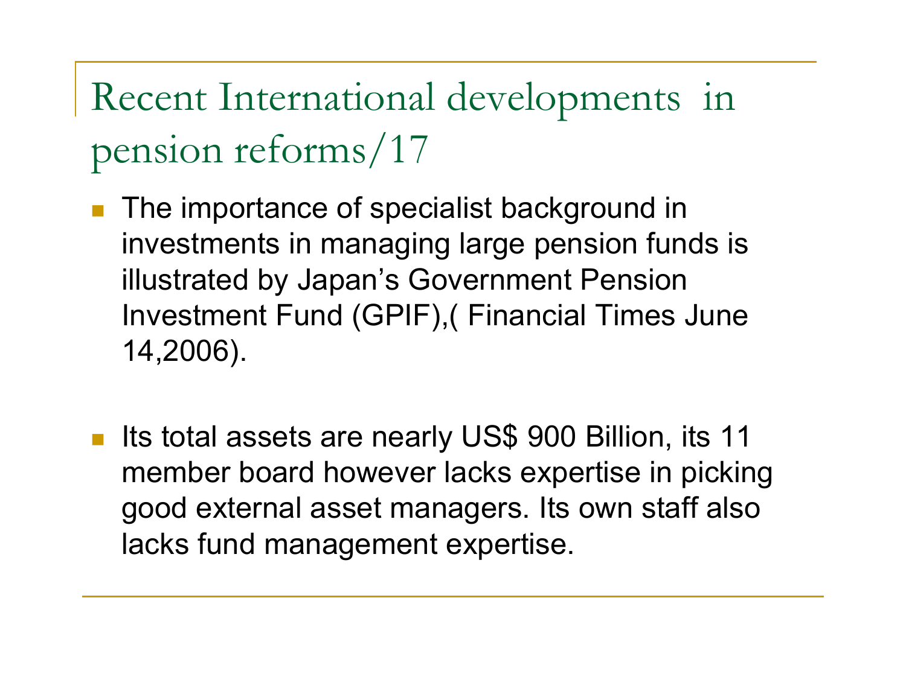# Recent International developments in pension reforms/17

- The importance of specialist background in investments in managing large pension funds is illustrated by Japan’s Government Pension Investment Fund (GPIF),( Financial Times June 14,2006).

- Its total assets are nearly US$ 900 Billion, its 11 member board however lacks expertise in picking good external asset managers. Its own staff also lacks fund management expertise.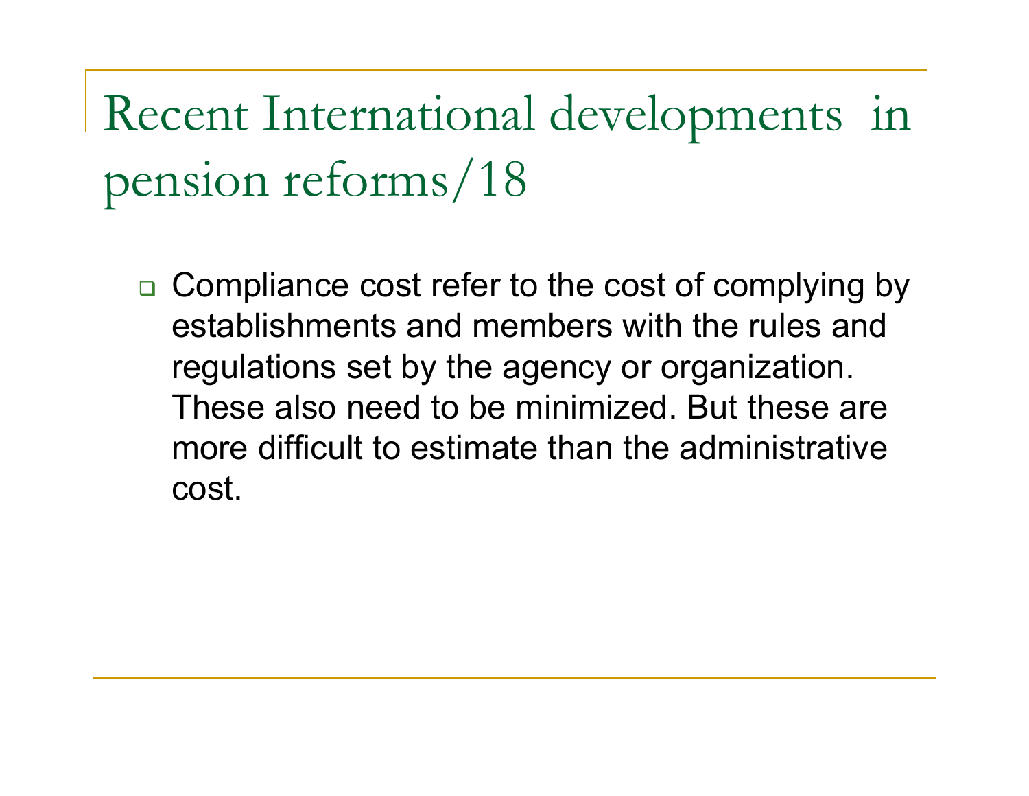# Recent International developments in pension reforms/18

- Compliance cost refer to the cost of complying by establishments and members with the rules and regulations set by the agency or organization. These also need to be minimized. But these are more difficult to estimate than the administrative cost.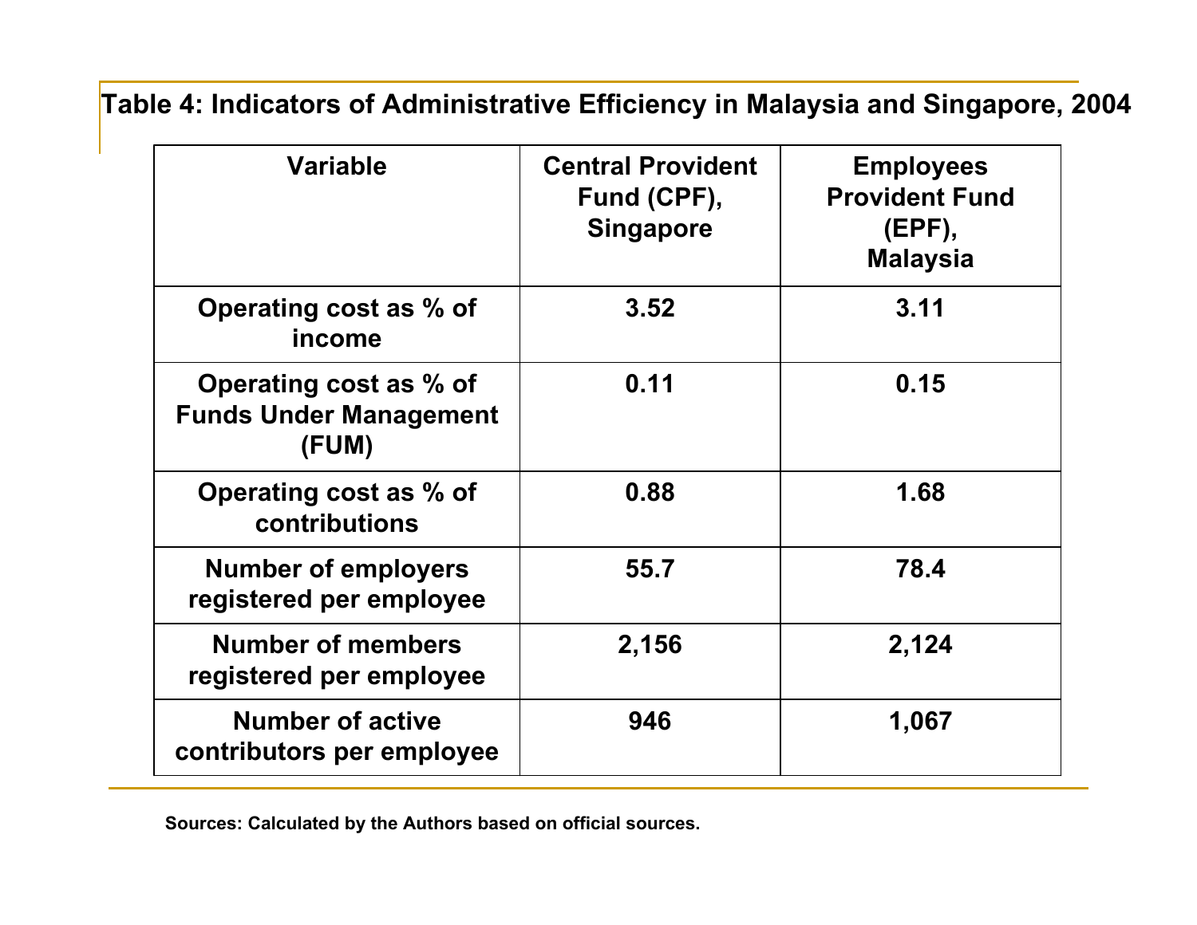**Table 4: Indicators of Administrative Efficiency in Malaysia and Singapore, 2004**

| Variable | Central Provident Fund (CPF), Singapore | Employees Provident Fund (EPF), Malaysia |
|---|---|---|
| Operating cost as % of income | 3.52 | 3.11 |
| Operating cost as % of Funds Under Management (FUM) | 0.11 | 0.15 |
| Operating cost as % of contributions | 0.88 | 1.68 |
| Number of employers registered per employee | 55.7 | 78.4 |
| Number of members registered per employee | 2,156 | 2,124 |
| Number of active contributors per employee | 946 | 1,067 |

Sources: Calculated by the Authors based on official sources.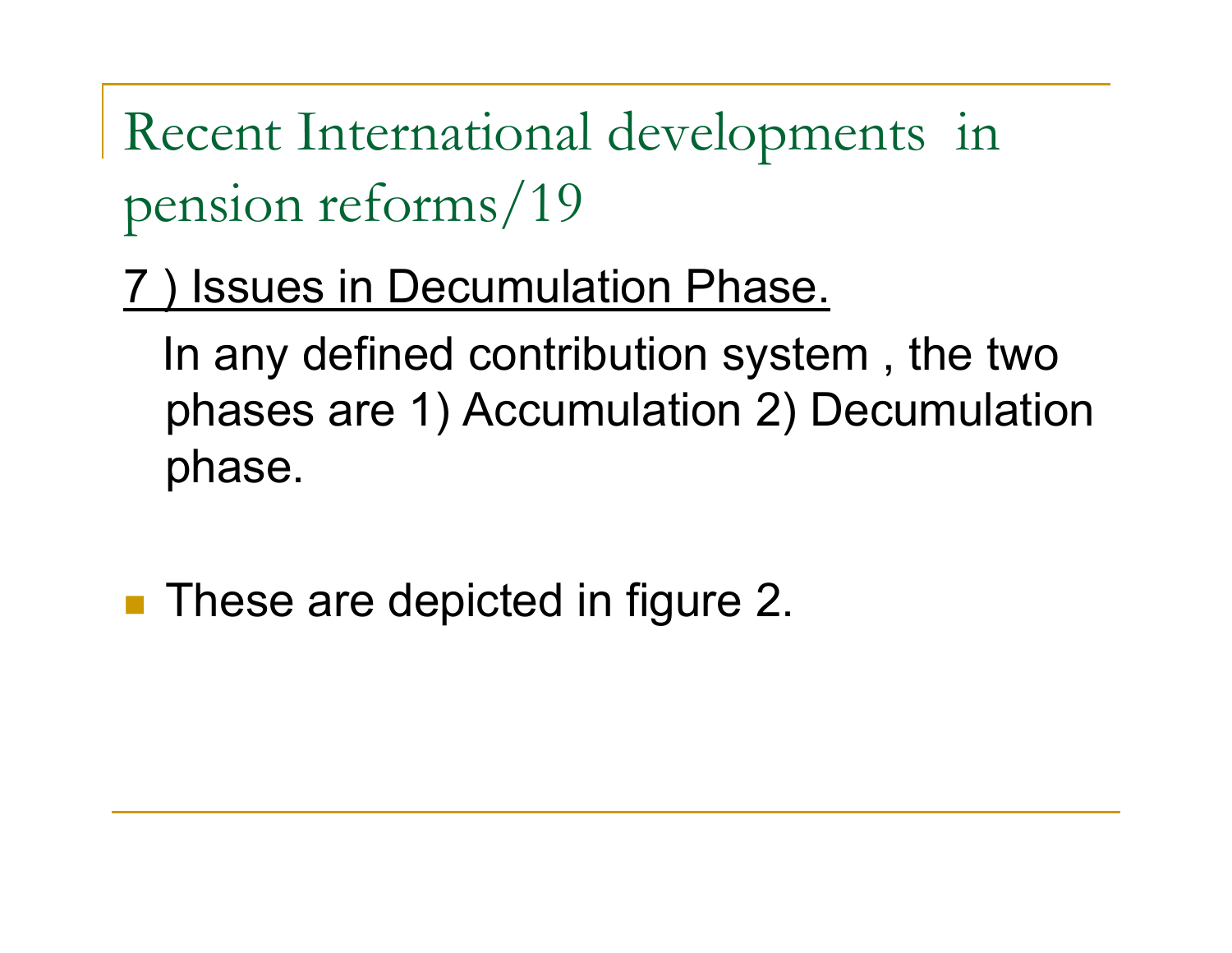# Recent International developments in pension reforms/19

7 ) Issues in Decumulation Phase.

In any defined contribution system , the two phases are 1) Accumulation 2) Decumulation phase.

- These are depicted in figure 2.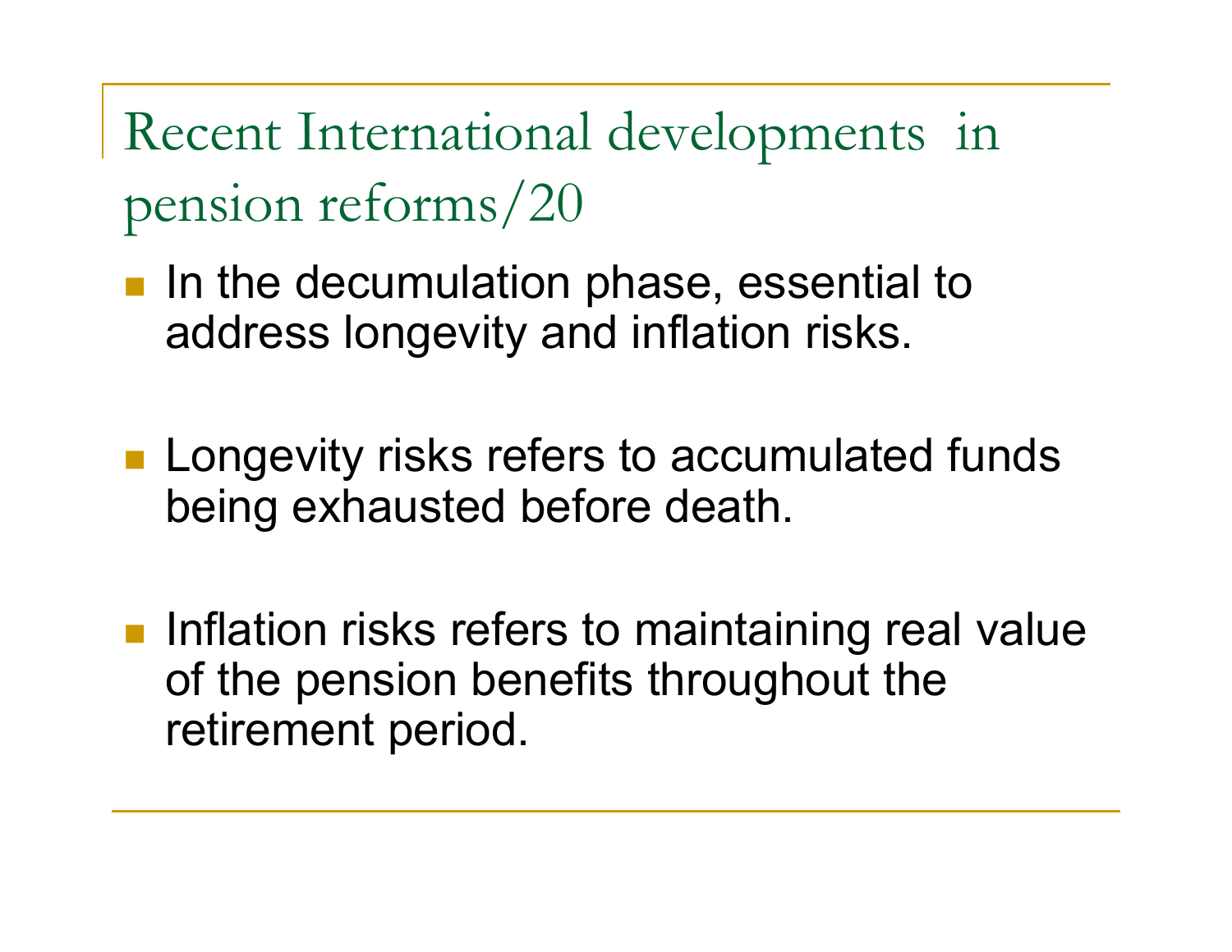# Recent International developments in pension reforms/20

- In the decumulation phase, essential to address longevity and inflation risks.

- Longevity risks refers to accumulated funds being exhausted before death.

- Inflation risks refers to maintaining real value of the pension benefits throughout the retirement period.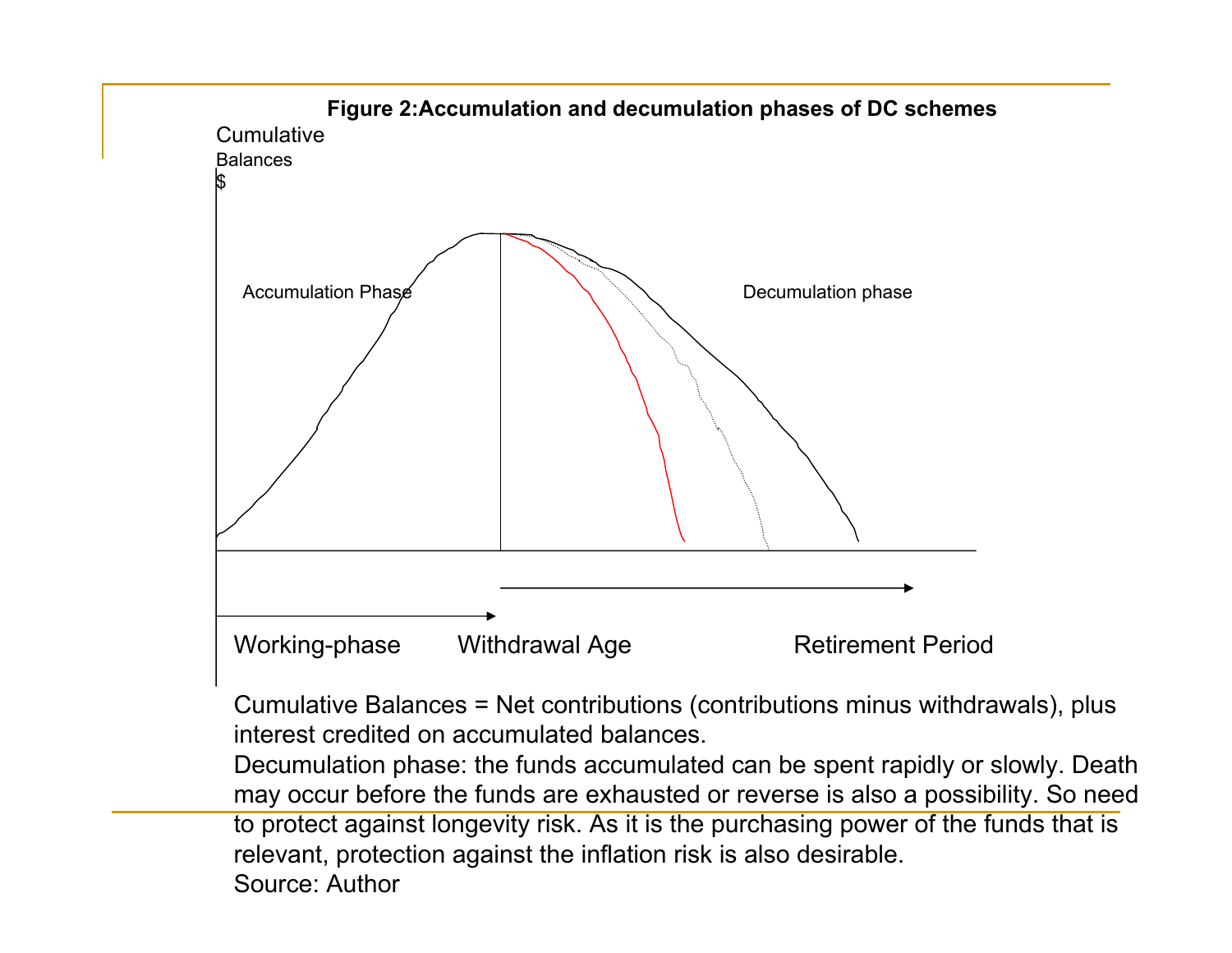**Figure 2:Accumulation and decumulation phases of DC schemes**

Cumulative Balances $

Accumulation Phase

Decumulation phase

Working-phase

Withdrawal Age

Retirement Period

Cumulative Balances = Net contributions (contributions minus withdrawals), plus interest credited on accumulated balances.

Decumulation phase: the funds accumulated can be spent rapidly or slowly. Death may occur before the funds are exhausted or reverse is also a possibility. So need to protect against longevity risk. As it is the purchasing power of the funds that is relevant, protection against the inflation risk is also desirable.

Source: Author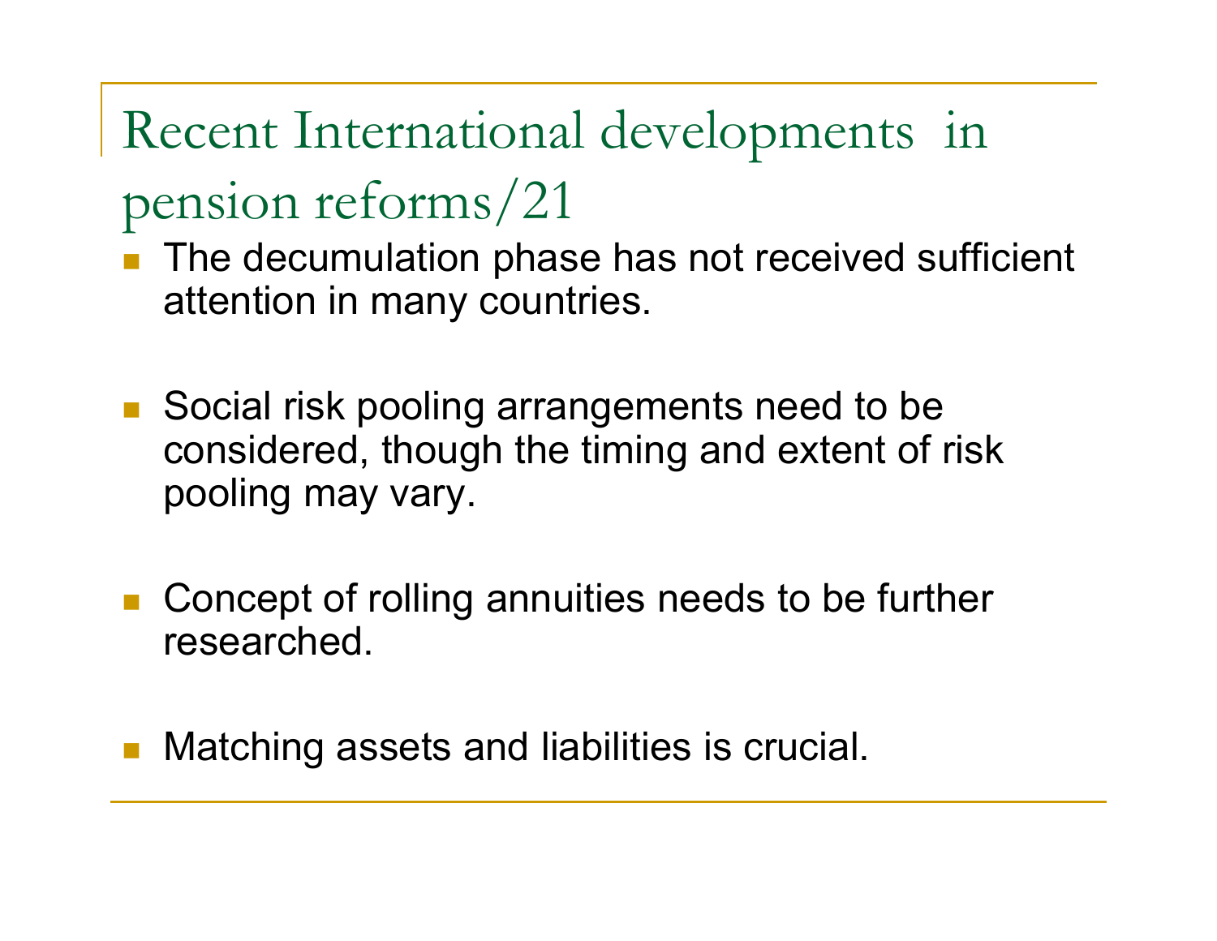# Recent International developments in pension reforms/21

- The decumulation phase has not received sufficient attention in many countries.

- Social risk pooling arrangements need to be considered, though the timing and extent of risk pooling may vary.

- Concept of rolling annuities needs to be further researched.

- Matching assets and liabilities is crucial.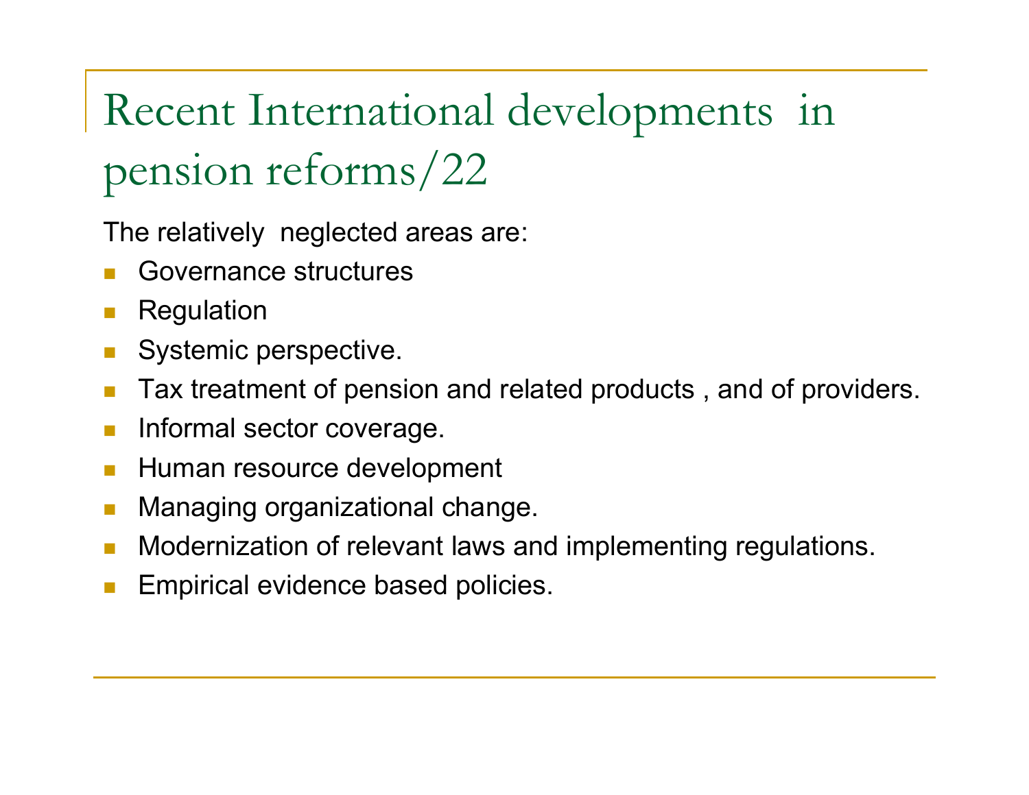# Recent International developments in pension reforms/22

The relatively neglected areas are:

- Governance structures
- Regulation
- Systemic perspective.
- Tax treatment of pension and related products , and of providers.
- Informal sector coverage.
- Human resource development
- Managing organizational change.
- Modernization of relevant laws and implementing regulations.
- Empirical evidence based policies.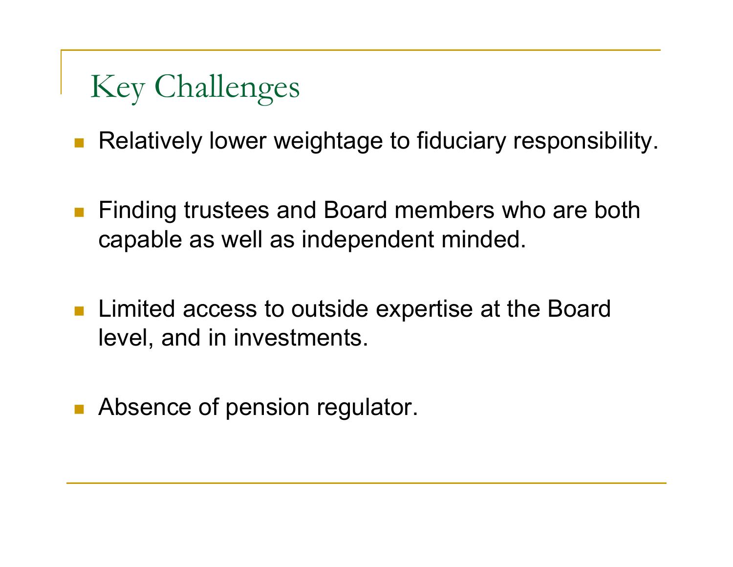# Key Challenges

- Relatively lower weightage to fiduciary responsibility.
- Finding trustees and Board members who are both capable as well as independent minded.
- Limited access to outside expertise at the Board level, and in investments.
- Absence of pension regulator.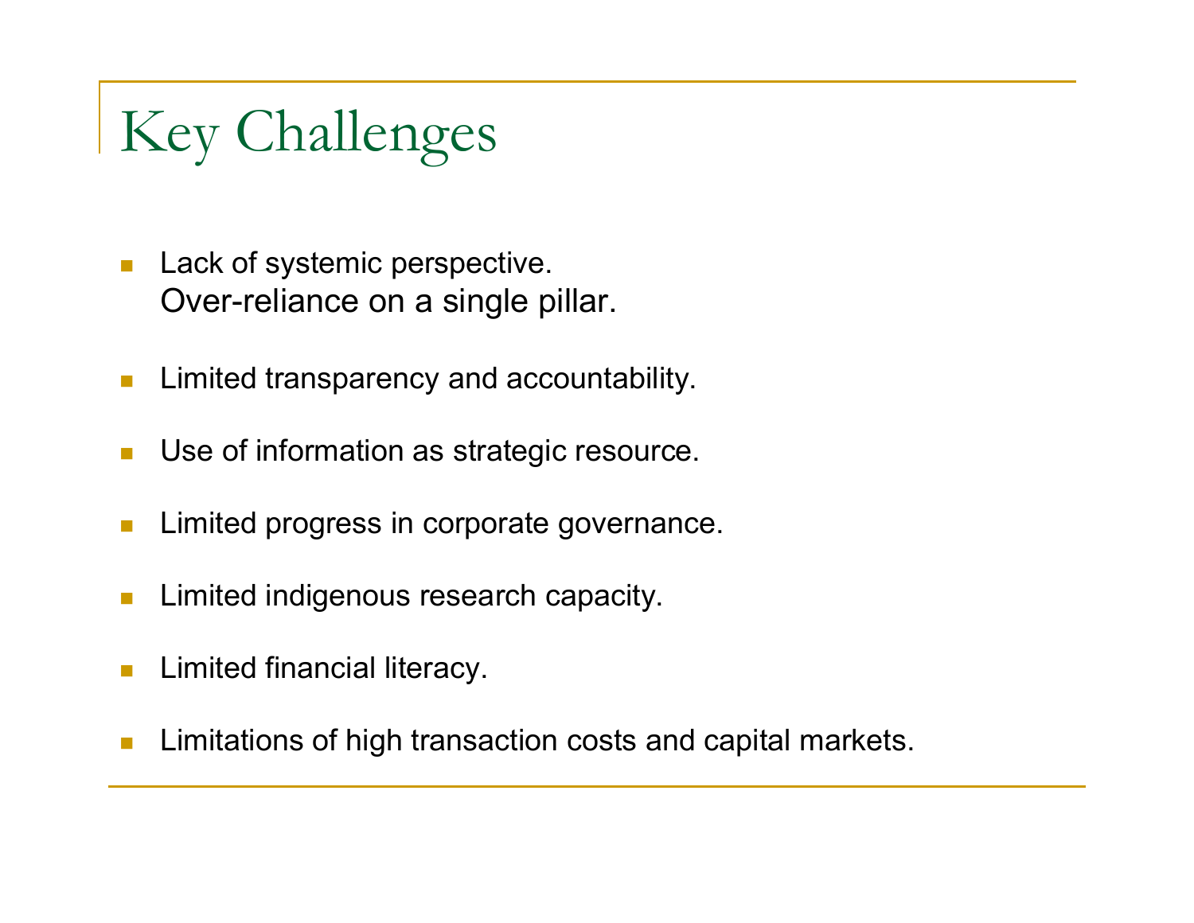# Key Challenges

- Lack of systemic perspective.
  Over-reliance on a single pillar.
- Limited transparency and accountability.
- Use of information as strategic resource.
- Limited progress in corporate governance.
- Limited indigenous research capacity.
- Limited financial literacy.
- Limitations of high transaction costs and capital markets.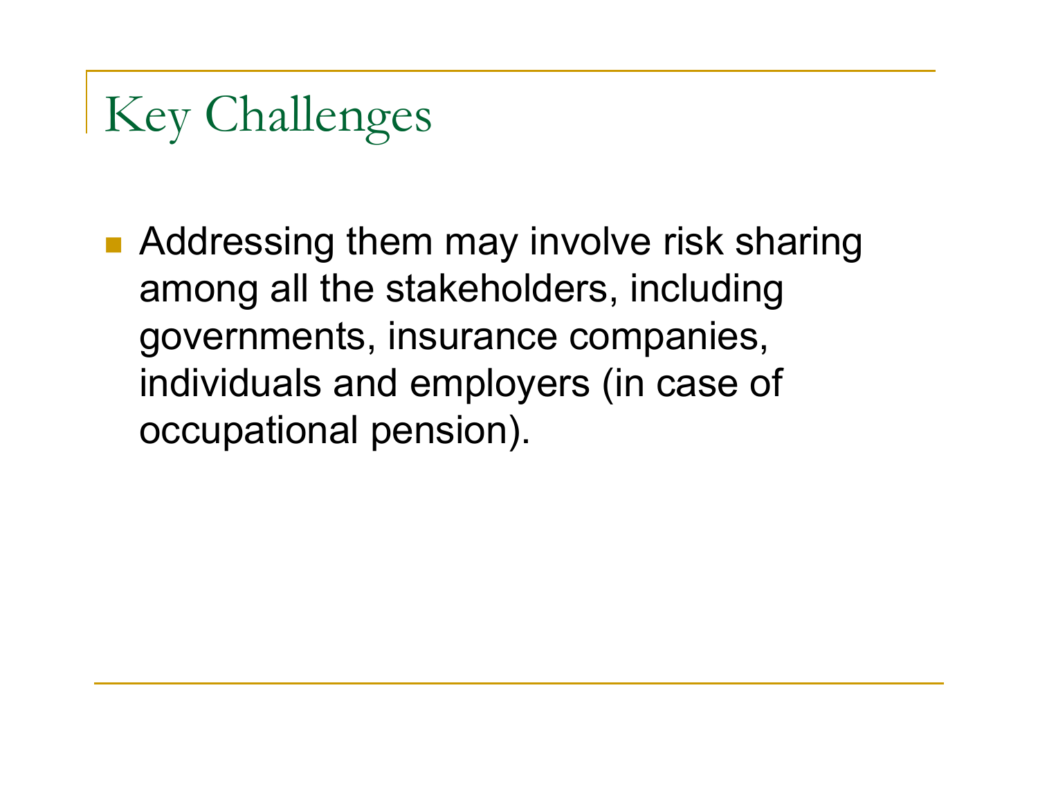# Key Challenges

- Addressing them may involve risk sharing among all the stakeholders, including governments, insurance companies, individuals and employers (in case of occupational pension).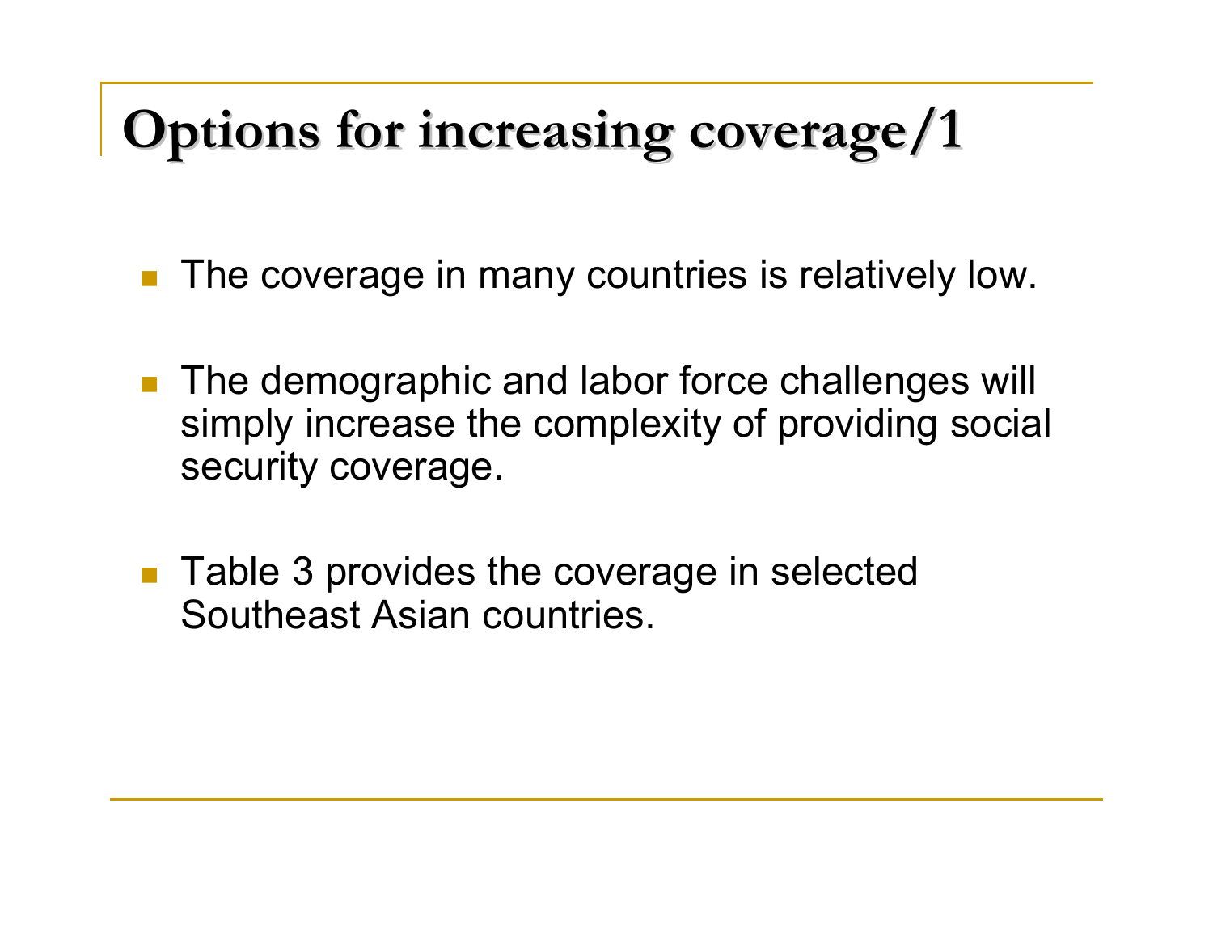# Options for increasing coverage/1

- The coverage in many countries is relatively low.
- The demographic and labor force challenges will simply increase the complexity of providing social security coverage.
- Table 3 provides the coverage in selected Southeast Asian countries.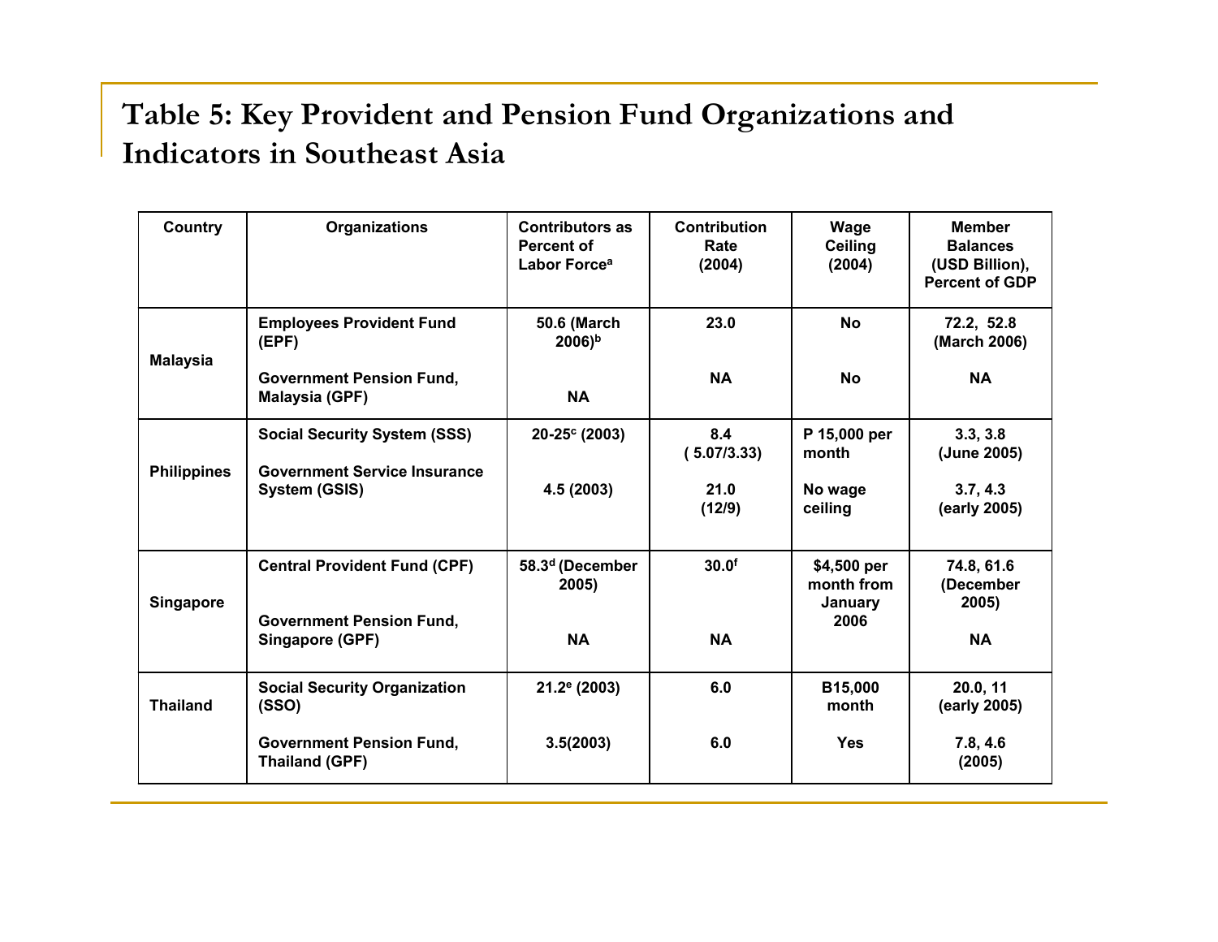# Table 5: Key Provident and Pension Fund Organizations and Indicators in Southeast Asia

| Country | Organizations | Contributors as Percent of Labor Force[a] | Contribution Rate (2004) | Wage Ceiling (2004) | Member Balances (USD Billion), Percent of GDP |
|---|---|---|---|---|---|
| **Malaysia** | **Employees Provident Fund (EPF)** | **50.6 (March 2006)[b]** | **23.0** | **No** | **72.2, 52.8 (March 2006)** |
| | **Government Pension Fund, Malaysia (GPF)** | **NA** | **NA** | **No** | **NA** |
| **Philippines** | **Social Security System (SSS)** | **20-25[c] (2003)** | **8.4 ( 5.07/3.33)** | **P 15,000 per month** | **3.3, 3.8 (June 2005)** |
| | **Government Service Insurance System (GSIS)** | **4.5 (2003)** | **21.0 (12/9)** | **No wage ceiling** | **3.7, 4.3 (early 2005)** |
| **Singapore** | **Central Provident Fund (CPF)** | **58.3[d] (December 2005)** | **30.0[f]** | **$4,500 per month from January 2006** | **74.8, 61.6 (December 2005)** |
| | **Government Pension Fund, Singapore (GPF)** | **NA** | **NA** | | **NA** |
| **Thailand** | **Social Security Organization (SSO)** | **21.2[e] (2003)** | **6.0** | **B15,000 month** | **20.0, 11 (early 2005)** |
| | **Government Pension Fund, Thailand (GPF)** | **3.5(2003)** | **6.0** | **Yes** | **7.8, 4.6 (2005)** |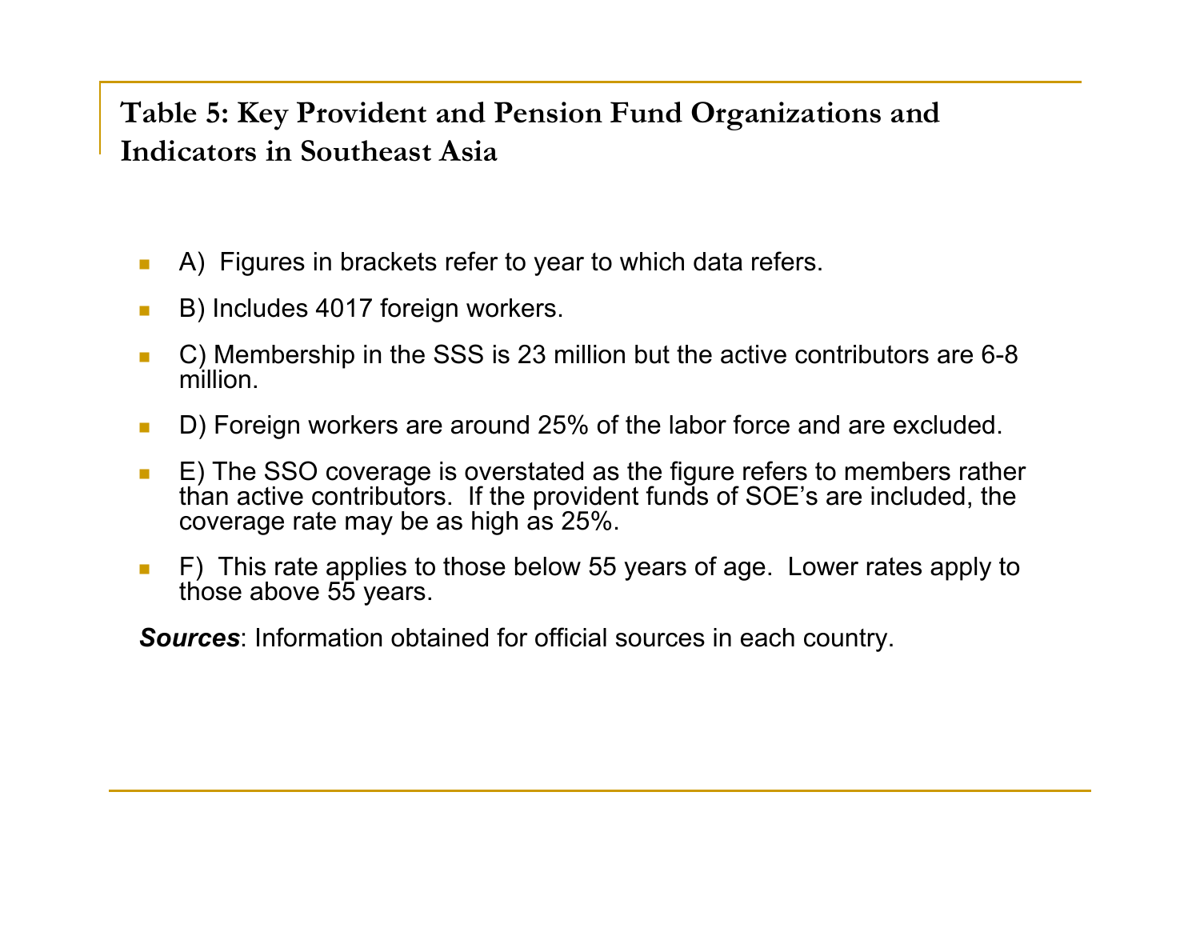## Table 5: Key Provident and Pension Fund Organizations and Indicators in Southeast Asia

- A) Figures in brackets refer to year to which data refers.
- B) Includes 4017 foreign workers.
- C) Membership in the SSS is 23 million but the active contributors are 6-8 million.
- D) Foreign workers are around 25% of the labor force and are excluded.
- E) The SSO coverage is overstated as the figure refers to members rather than active contributors. If the provident funds of SOE's are included, the coverage rate may be as high as 25%.
- F) This rate applies to those below 55 years of age. Lower rates apply to those above 55 years.

***Sources***: Information obtained for official sources in each country.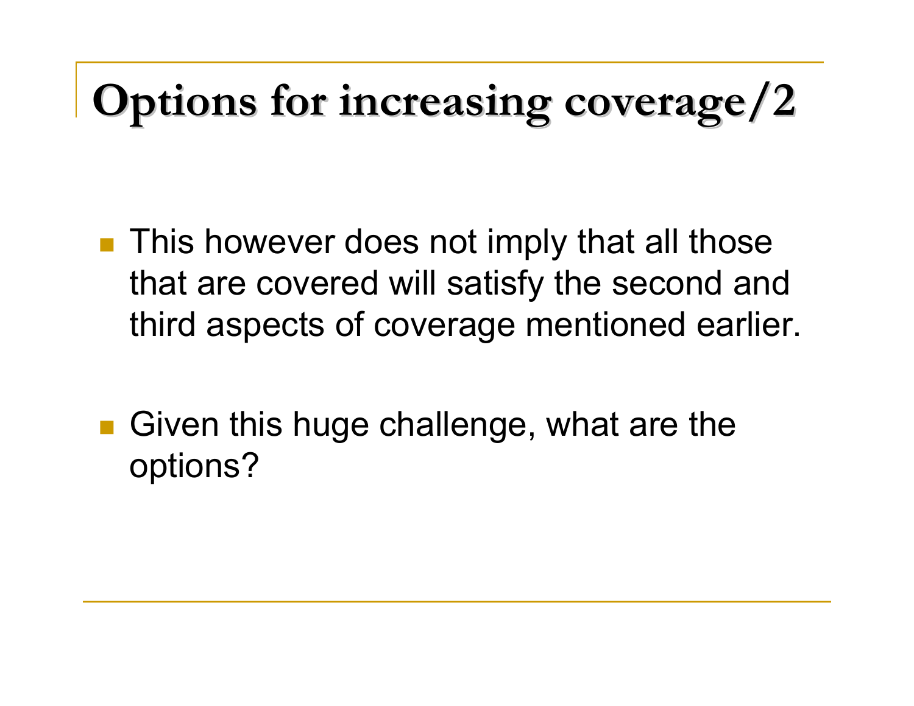# Options for increasing coverage/2

- This however does not imply that all those that are covered will satisfy the second and third aspects of coverage mentioned earlier.

- Given this huge challenge, what are the options?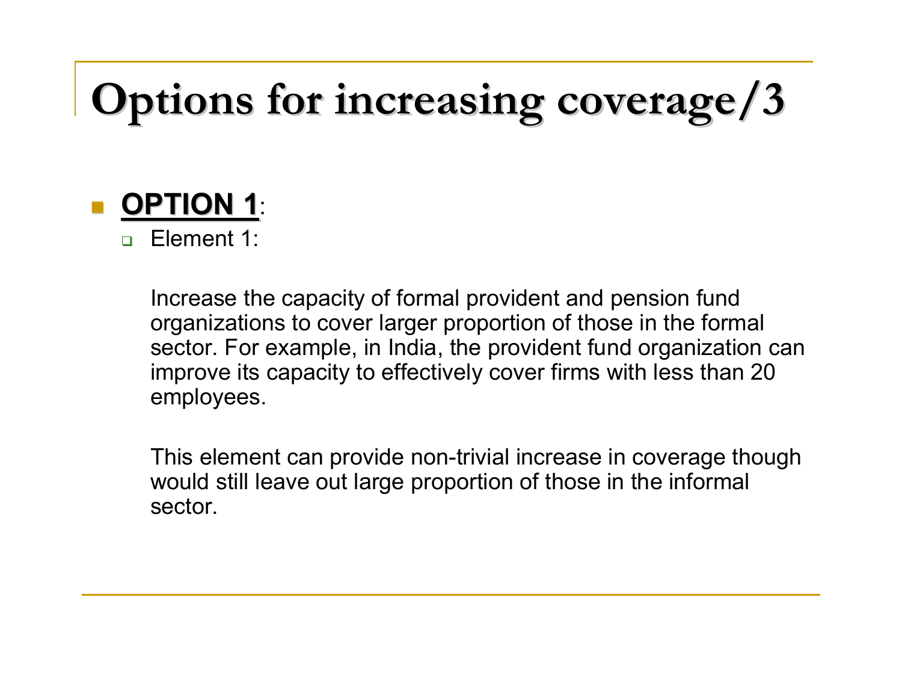# Options for increasing coverage/3

- **OPTION 1**:
  - Element 1:

    Increase the capacity of formal provident and pension fund organizations to cover larger proportion of those in the formal sector. For example, in India, the provident fund organization can improve its capacity to effectively cover firms with less than 20 employees.

    This element can provide non-trivial increase in coverage though would still leave out large proportion of those in the informal sector.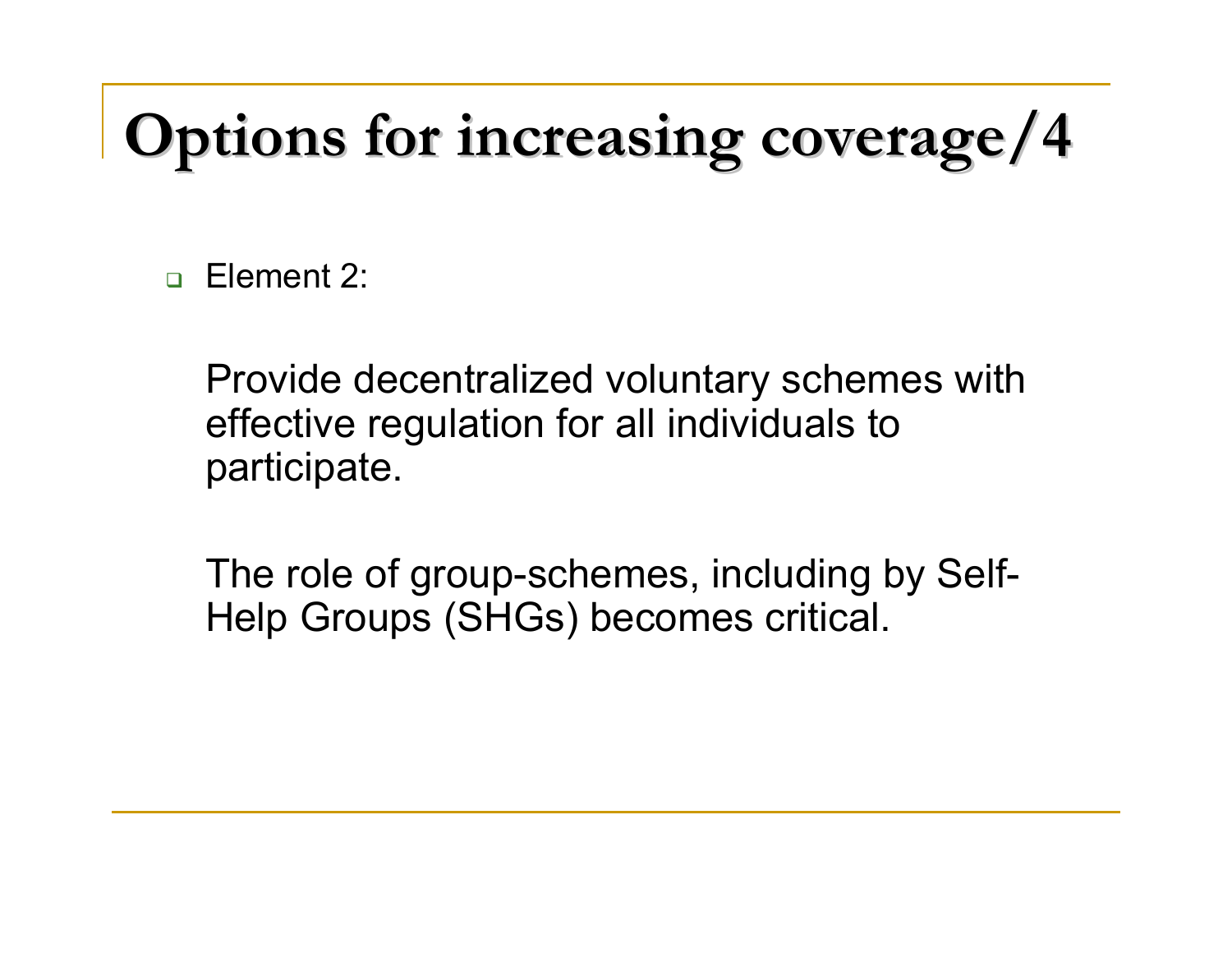# Options for increasing coverage/4

- Element 2:

  Provide decentralized voluntary schemes with effective regulation for all individuals to participate.

  The role of group-schemes, including by Self-Help Groups (SHGs) becomes critical.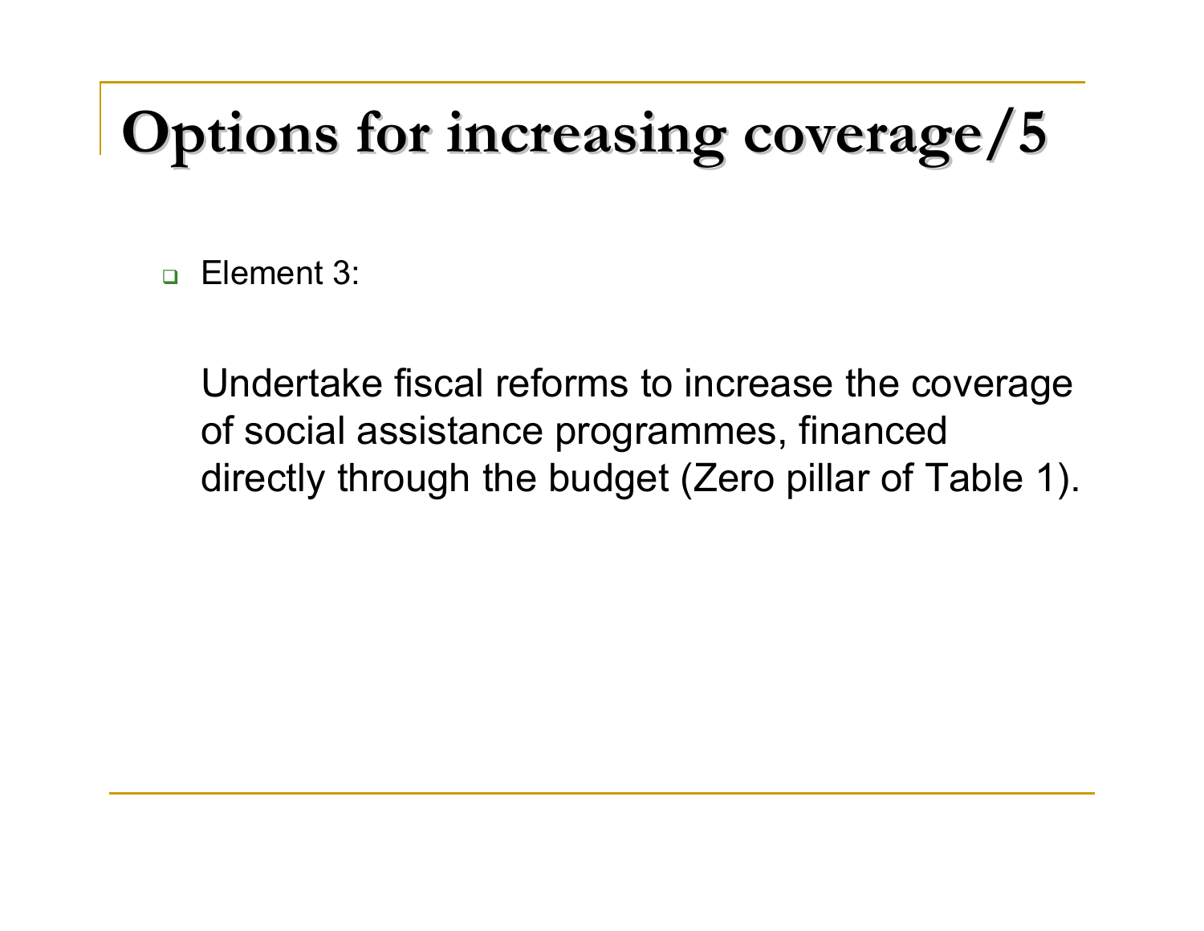# Options for increasing coverage/5

- Element 3:

  Undertake fiscal reforms to increase the coverage of social assistance programmes, financed directly through the budget (Zero pillar of Table 1).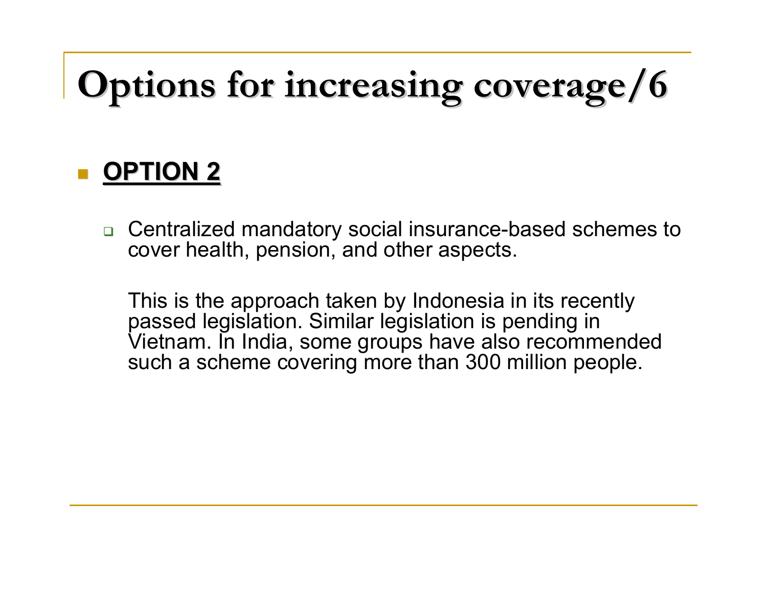# Options for increasing coverage/6

- **OPTION 2**

  - Centralized mandatory social insurance-based schemes to cover health, pension, and other aspects.

    This is the approach taken by Indonesia in its recently passed legislation. Similar legislation is pending in Vietnam. In India, some groups have also recommended such a scheme covering more than 300 million people.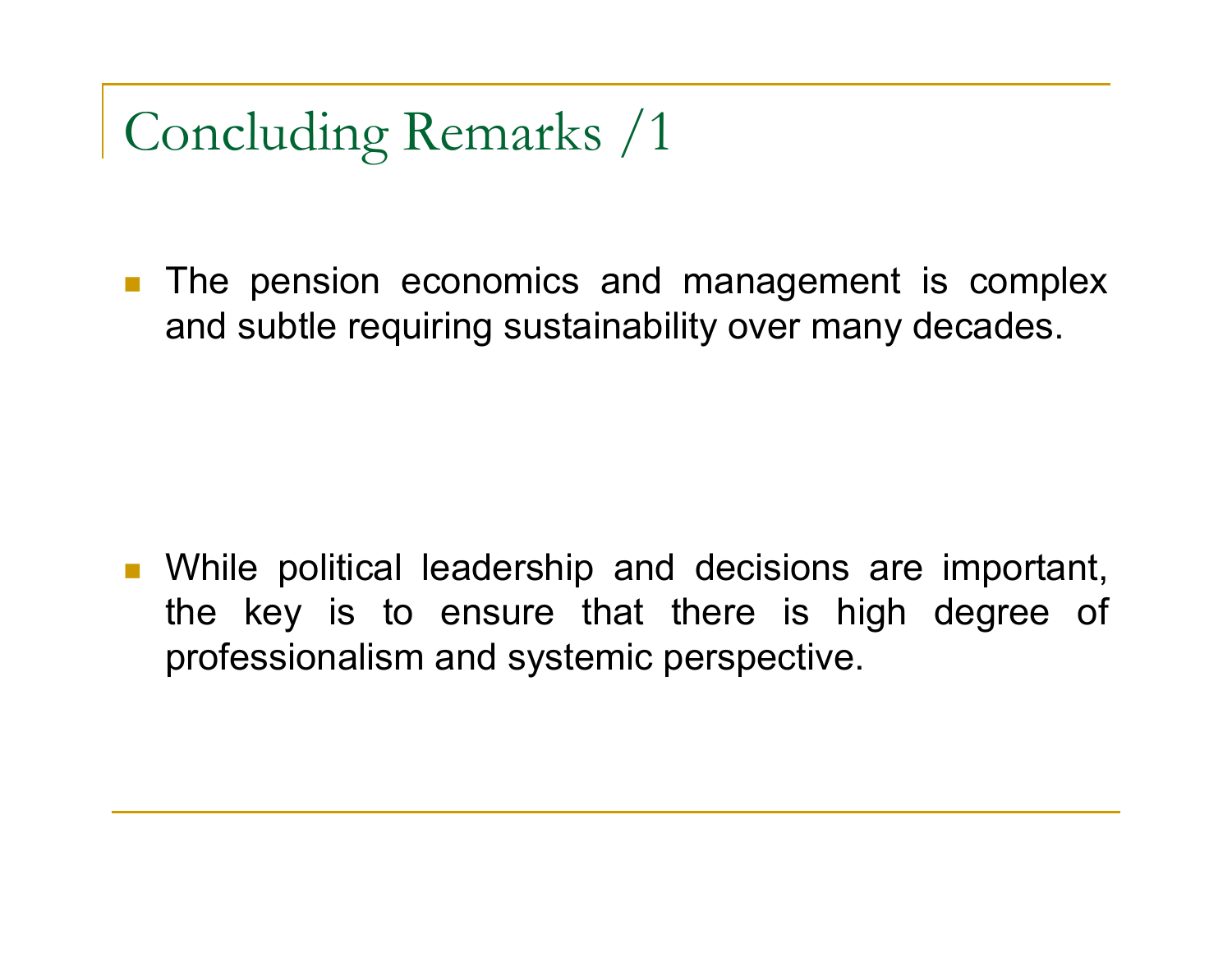# Concluding Remarks /1

- The pension economics and management is complex and subtle requiring sustainability over many decades.

- While political leadership and decisions are important, the key is to ensure that there is high degree of professionalism and systemic perspective.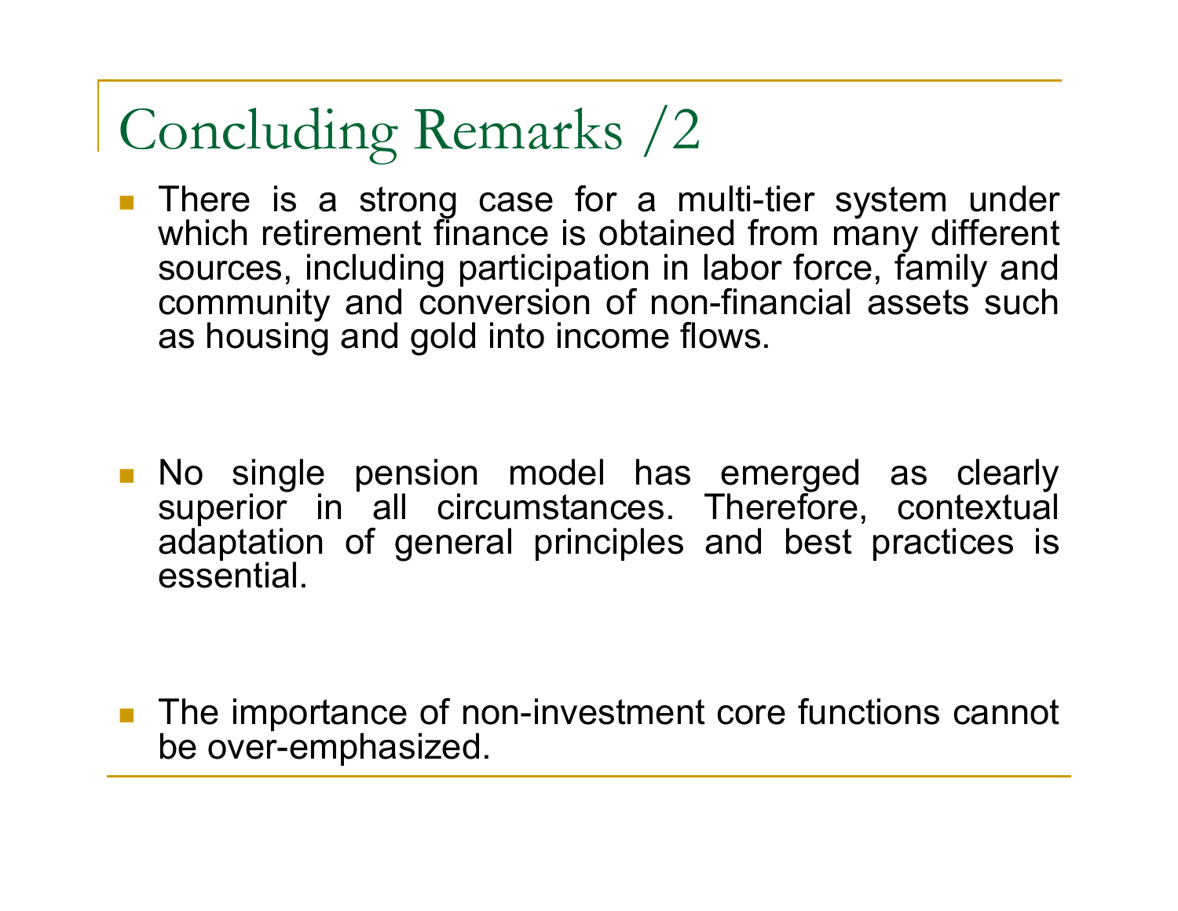# Concluding Remarks /2

- There is a strong case for a multi-tier system under which retirement finance is obtained from many different sources, including participation in labor force, family and community and conversion of non-financial assets such as housing and gold into income flows.

- No single pension model has emerged as clearly superior in all circumstances. Therefore, contextual adaptation of general principles and best practices is essential.

- The importance of non-investment core functions cannot be over-emphasized.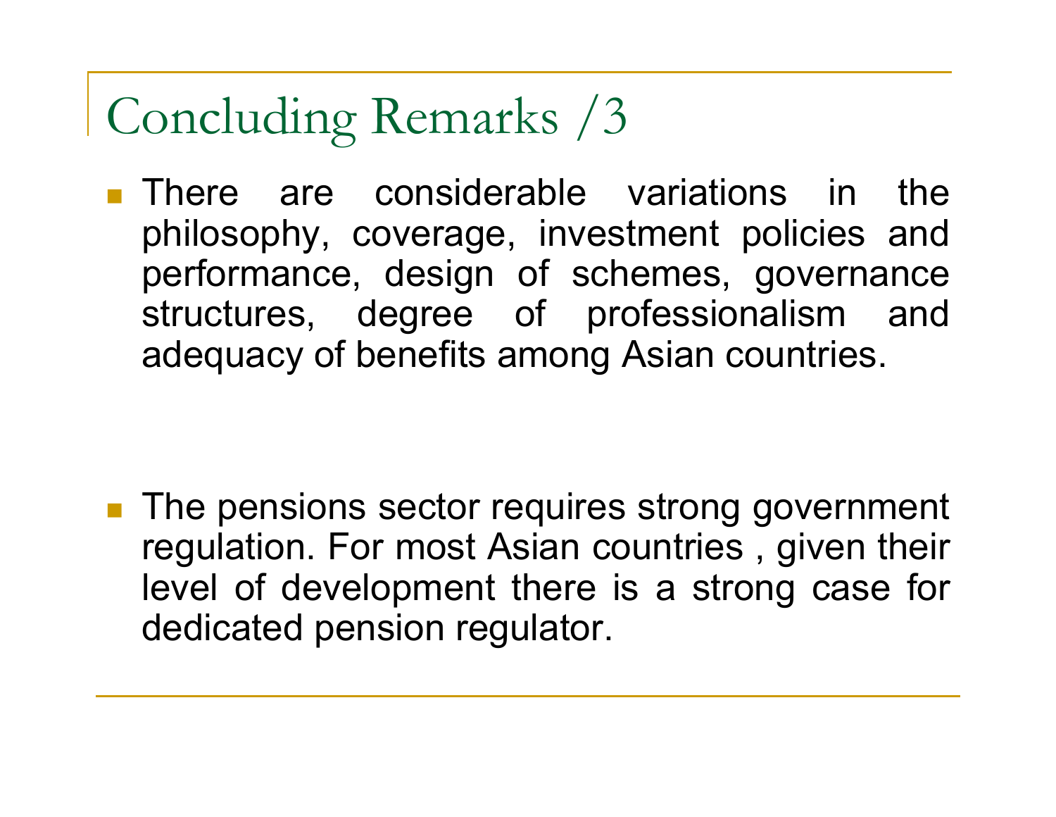# Concluding Remarks /3

- There are considerable variations in the philosophy, coverage, investment policies and performance, design of schemes, governance structures, degree of professionalism and adequacy of benefits among Asian countries.

- The pensions sector requires strong government regulation. For most Asian countries , given their level of development there is a strong case for dedicated pension regulator.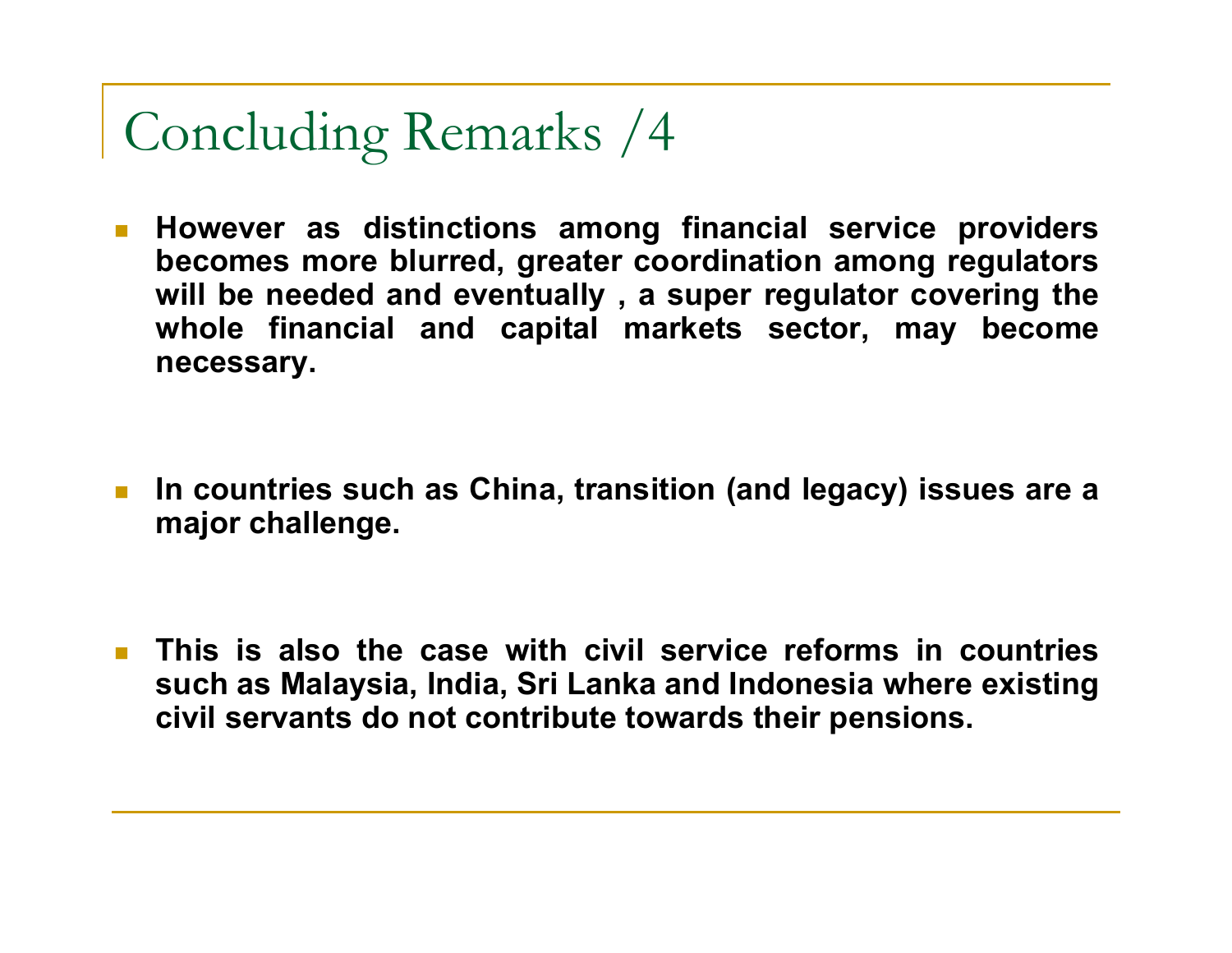# Concluding Remarks /4

- **However as distinctions among financial service providers becomes more blurred, greater coordination among regulators will be needed and eventually , a super regulator covering the whole financial and capital markets sector, may become necessary.**

- **In countries such as China, transition (and legacy) issues are a major challenge.**

- **This is also the case with civil service reforms in countries such as Malaysia, India, Sri Lanka and Indonesia where existing civil servants do not contribute towards their pensions.**